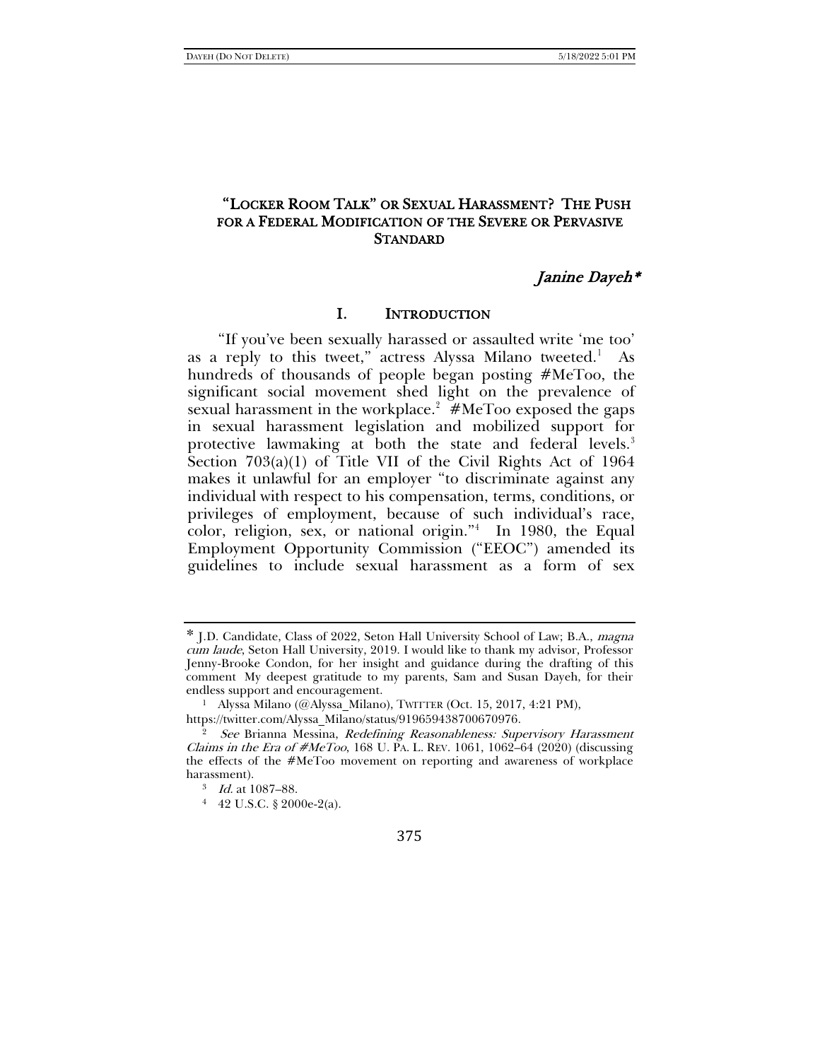# "Locker Room Talk" or Sexual Harassment? The Push for a Federal Modification of the Severe or Pervasive Standard

*Janine Dayeh\**

## I. Introduction

"If you've been sexually harassed or assaulted write 'me too' as a reply to this tweet," actress Alyssa Milano tweeted.[1] As hundreds of thousands of people began posting #MeToo, the significant social movement shed light on the prevalence of sexual harassment in the workplace.[2] #MeToo exposed the gaps in sexual harassment legislation and mobilized support for protective lawmaking at both the state and federal levels.[3] Section 703(a)(1) of Title VII of the Civil Rights Act of 1964 makes it unlawful for an employer "to discriminate against any individual with respect to his compensation, terms, conditions, or privileges of employment, because of such individual's race, color, religion, sex, or national origin."[4] In 1980, the Equal Employment Opportunity Commission ("EEOC") amended its guidelines to include sexual harassment as a form of sex

---

\* J.D. Candidate, Class of 2022, Seton Hall University School of Law; B.A., *magna cum laude*, Seton Hall University, 2019. I would like to thank my advisor, Professor Jenny-Brooke Condon, for her insight and guidance during the drafting of this comment My deepest gratitude to my parents, Sam and Susan Dayeh, for their endless support and encouragement.

[1] Alyssa Milano (@Alyssa_Milano), TWITTER (Oct. 15, 2017, 4:21 PM), https://twitter.com/Alyssa_Milano/status/919659438700670976.

[2] *See* Brianna Messina, *Redefining Reasonableness: Supervisory Harassment Claims in the Era of #MeToo*, 168 U. PA. L. REV. 1061, 1062–64 (2020) (discussing the effects of the #MeToo movement on reporting and awareness of workplace harassment).

[3] *Id.* at 1087–88.

[4] 42 U.S.C. § 2000e-2(a).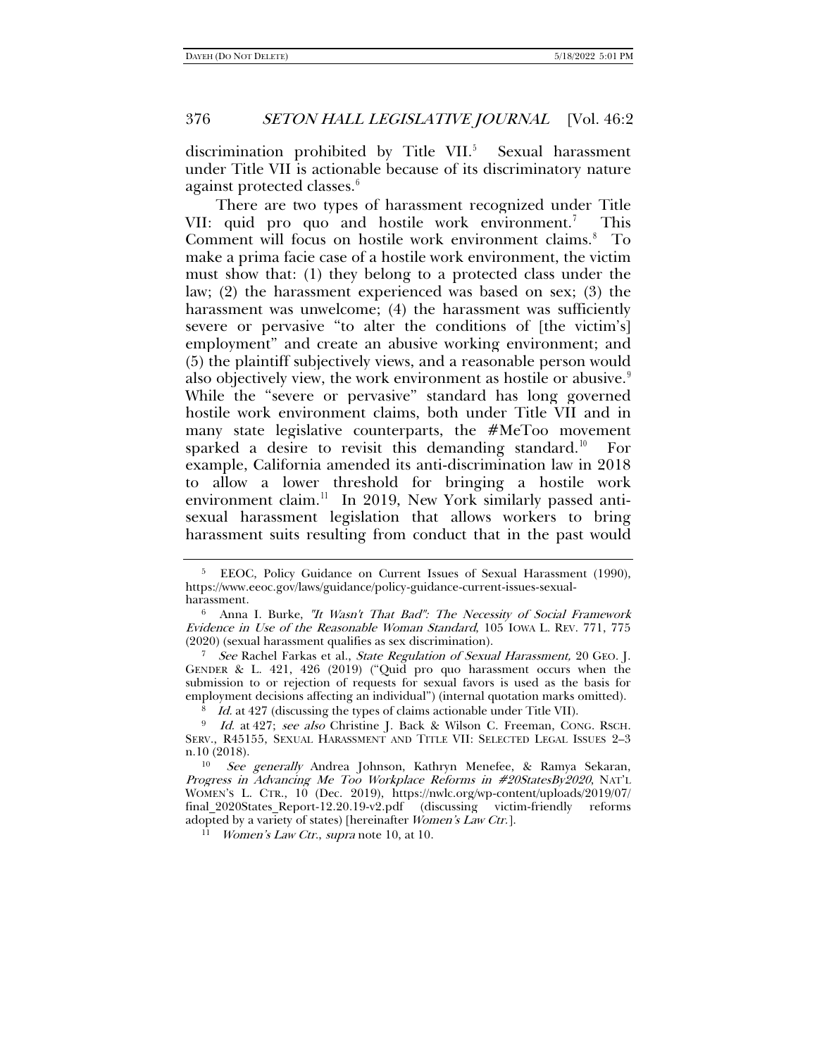discrimination prohibited by Title VII.[5] Sexual harassment under Title VII is actionable because of its discriminatory nature against protected classes.[6]

There are two types of harassment recognized under Title VII: quid pro quo and hostile work environment.[7] This Comment will focus on hostile work environment claims.[8] To make a prima facie case of a hostile work environment, the victim must show that: (1) they belong to a protected class under the law; (2) the harassment experienced was based on sex; (3) the harassment was unwelcome; (4) the harassment was sufficiently severe or pervasive "to alter the conditions of [the victim's] employment" and create an abusive working environment; and (5) the plaintiff subjectively views, and a reasonable person would also objectively view, the work environment as hostile or abusive.[9] While the "severe or pervasive" standard has long governed hostile work environment claims, both under Title VII and in many state legislative counterparts, the #MeToo movement sparked a desire to revisit this demanding standard.[10] For example, California amended its anti-discrimination law in 2018 to allow a lower threshold for bringing a hostile work environment claim.[11] In 2019, New York similarly passed anti-sexual harassment legislation that allows workers to bring harassment suits resulting from conduct that in the past would

---

[5] EEOC, Policy Guidance on Current Issues of Sexual Harassment (1990), https://www.eeoc.gov/laws/guidance/policy-guidance-current-issues-sexual-harassment.

[6] Anna I. Burke, *"It Wasn't That Bad": The Necessity of Social Framework Evidence in Use of the Reasonable Woman Standard*, 105 IOWA L. REV. 771, 775 (2020) (sexual harassment qualifies as sex discrimination).

[7] *See* Rachel Farkas et al., *State Regulation of Sexual Harassment,* 20 GEO. J. GENDER & L. 421, 426 (2019) ("Quid pro quo harassment occurs when the submission to or rejection of requests for sexual favors is used as the basis for employment decisions affecting an individual") (internal quotation marks omitted).

[8] *Id.* at 427 (discussing the types of claims actionable under Title VII).

[9] *Id.* at 427; *see also* Christine J. Back & Wilson C. Freeman, CONG. RSCH. SERV., R45155, SEXUAL HARASSMENT AND TITLE VII: SELECTED LEGAL ISSUES 2–3 n.10 (2018).

[10] *See generally* Andrea Johnson, Kathryn Menefee, & Ramya Sekaran, *Progress in Advancing Me Too Workplace Reforms in #20StatesBy2020*, NAT'L WOMEN'S L. CTR., 10 (Dec. 2019), https://nwlc.org/wp-content/uploads/2019/07/final_2020States_Report-12.20.19-v2.pdf (discussing victim-friendly reforms adopted by a variety of states) [hereinafter *Women's Law Ctr.*].

[11] *Women's Law Ctr.*, *supra* note 10, at 10.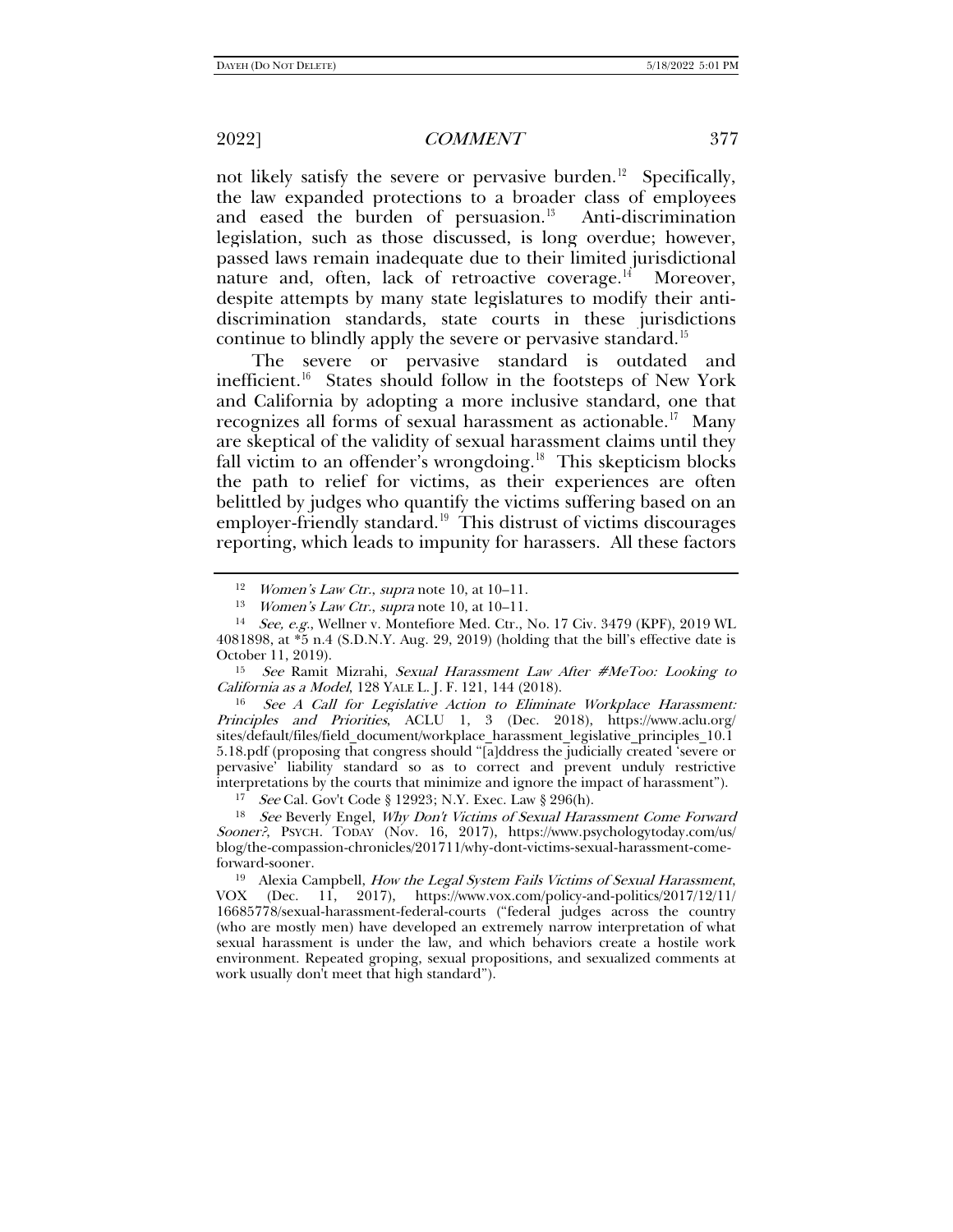not likely satisfy the severe or pervasive burden.[12] Specifically, the law expanded protections to a broader class of employees and eased the burden of persuasion.[13] Anti-discrimination legislation, such as those discussed, is long overdue; however, passed laws remain inadequate due to their limited jurisdictional nature and, often, lack of retroactive coverage.[14] Moreover, despite attempts by many state legislatures to modify their anti-discrimination standards, state courts in these jurisdictions continue to blindly apply the severe or pervasive standard.[15]

The severe or pervasive standard is outdated and inefficient.[16] States should follow in the footsteps of New York and California by adopting a more inclusive standard, one that recognizes all forms of sexual harassment as actionable.[17] Many are skeptical of the validity of sexual harassment claims until they fall victim to an offender's wrongdoing.[18] This skepticism blocks the path to relief for victims, as their experiences are often belittled by judges who quantify the victims suffering based on an employer-friendly standard.[19] This distrust of victims discourages reporting, which leads to impunity for harassers. All these factors

---

[12] *Women's Law Ctr.*, *supra* note 10, at 10–11.

[13] *Women's Law Ctr.*, *supra* note 10, at 10–11.

[14] *See, e.g.*, Wellner v. Montefiore Med. Ctr., No. 17 Civ. 3479 (KPF), 2019 WL 4081898, at *5 n.4 (S.D.N.Y. Aug. 29, 2019) (holding that the bill's effective date is October 11, 2019).

[15] *See* Ramit Mizrahi, *Sexual Harassment Law After #MeToo: Looking to California as a Model*, 128 YALE L. J. F. 121, 144 (2018).

[16] *See A Call for Legislative Action to Eliminate Workplace Harassment: Principles and Priorities*, ACLU 1, 3 (Dec. 2018), https://www.aclu.org/sites/default/files/field_document/workplace_harassment_legislative_principles_10.15.18.pdf (proposing that congress should "[a]ddress the judicially created 'severe or pervasive' liability standard so as to correct and prevent unduly restrictive interpretations by the courts that minimize and ignore the impact of harassment").

[17] *See* Cal. Gov't Code § 12923; N.Y. Exec. Law § 296(h).

[18] *See* Beverly Engel, *Why Don't Victims of Sexual Harassment Come Forward Sooner?*, PSYCH. TODAY (Nov. 16, 2017), https://www.psychologytoday.com/us/blog/the-compassion-chronicles/201711/why-dont-victims-sexual-harassment-come-forward-sooner.

[19] Alexia Campbell, *How the Legal System Fails Victims of Sexual Harassment*, VOX (Dec. 11, 2017), https://www.vox.com/policy-and-politics/2017/12/11/16685778/sexual-harassment-federal-courts ("federal judges across the country (who are mostly men) have developed an extremely narrow interpretation of what sexual harassment is under the law, and which behaviors create a hostile work environment. Repeated groping, sexual propositions, and sexualized comments at work usually don't meet that high standard").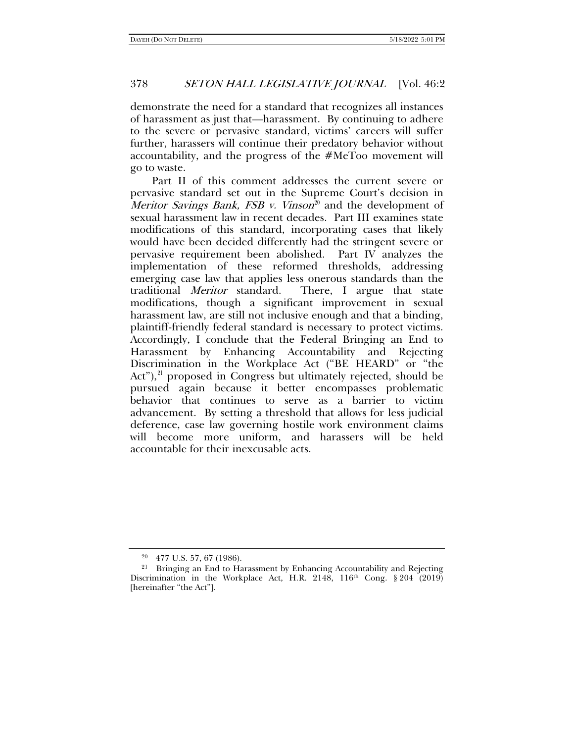demonstrate the need for a standard that recognizes all instances of harassment as just that—harassment. By continuing to adhere to the severe or pervasive standard, victims' careers will suffer further, harassers will continue their predatory behavior without accountability, and the progress of the #MeToo movement will go to waste.

Part II of this comment addresses the current severe or pervasive standard set out in the Supreme Court's decision in *Meritor Savings Bank, FSB v. Vinson*[20] and the development of sexual harassment law in recent decades. Part III examines state modifications of this standard, incorporating cases that likely would have been decided differently had the stringent severe or pervasive requirement been abolished. Part IV analyzes the implementation of these reformed thresholds, addressing emerging case law that applies less onerous standards than the traditional *Meritor* standard. There, I argue that state modifications, though a significant improvement in sexual harassment law, are still not inclusive enough and that a binding, plaintiff-friendly federal standard is necessary to protect victims. Accordingly, I conclude that the Federal Bringing an End to Harassment by Enhancing Accountability and Rejecting Discrimination in the Workplace Act ("BE HEARD" or "the Act"),[21] proposed in Congress but ultimately rejected, should be pursued again because it better encompasses problematic behavior that continues to serve as a barrier to victim advancement. By setting a threshold that allows for less judicial deference, case law governing hostile work environment claims will become more uniform, and harassers will be held accountable for their inexcusable acts.

---

[20] 477 U.S. 57, 67 (1986).

[21] Bringing an End to Harassment by Enhancing Accountability and Rejecting Discrimination in the Workplace Act, H.R. 2148, 116th Cong. § 204 (2019) [hereinafter "the Act"].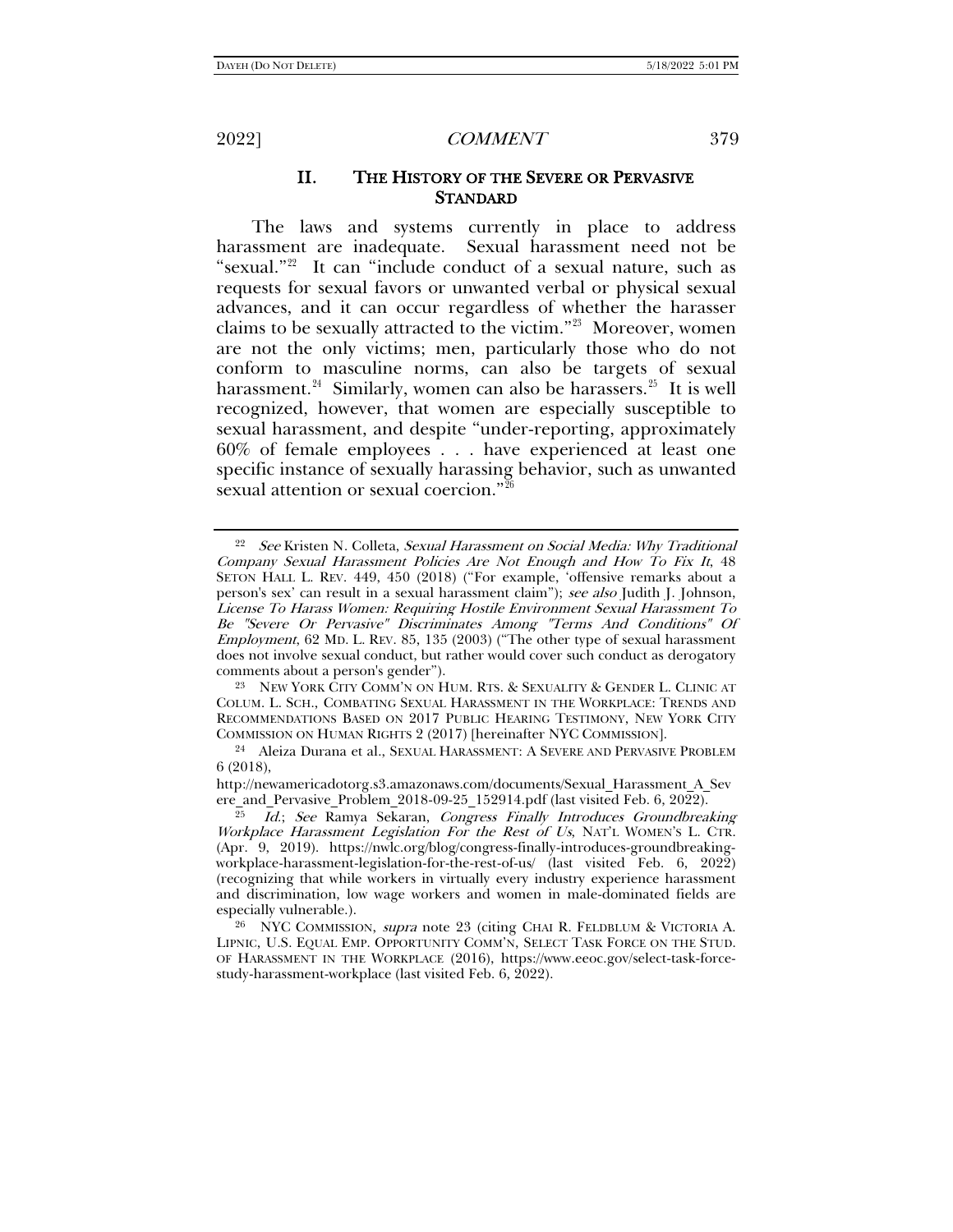## II. THE HISTORY OF THE SEVERE OR PERVASIVE STANDARD

The laws and systems currently in place to address harassment are inadequate. Sexual harassment need not be "sexual."[22] It can "include conduct of a sexual nature, such as requests for sexual favors or unwanted verbal or physical sexual advances, and it can occur regardless of whether the harasser claims to be sexually attracted to the victim."[23] Moreover, women are not the only victims; men, particularly those who do not conform to masculine norms, can also be targets of sexual harassment.[24] Similarly, women can also be harassers.[25] It is well recognized, however, that women are especially susceptible to sexual harassment, and despite "under-reporting, approximately 60% of female employees . . . have experienced at least one specific instance of sexually harassing behavior, such as unwanted sexual attention or sexual coercion."[26]

---

[22] *See* Kristen N. Colleta, *Sexual Harassment on Social Media: Why Traditional Company Sexual Harassment Policies Are Not Enough and How To Fix It*, 48 SETON HALL L. REV. 449, 450 (2018) ("For example, 'offensive remarks about a person's sex' can result in a sexual harassment claim"); *see also* Judith J. Johnson, *License To Harass Women: Requiring Hostile Environment Sexual Harassment To Be "Severe Or Pervasive" Discriminates Among "Terms And Conditions" Of Employment*, 62 MD. L. REV. 85, 135 (2003) ("The other type of sexual harassment does not involve sexual conduct, but rather would cover such conduct as derogatory comments about a person's gender").

[23] NEW YORK CITY COMM'N ON HUM. RTS. & SEXUALITY & GENDER L. CLINIC AT COLUM. L. SCH., COMBATING SEXUAL HARASSMENT IN THE WORKPLACE: TRENDS AND RECOMMENDATIONS BASED ON 2017 PUBLIC HEARING TESTIMONY, NEW YORK CITY COMMISSION ON HUMAN RIGHTS 2 (2017) [hereinafter NYC COMMISSION].

[24] Aleiza Durana et al., SEXUAL HARASSMENT: A SEVERE AND PERVASIVE PROBLEM 6 (2018), http://newamericadotorg.s3.amazonaws.com/documents/Sexual_Harassment_A_Severe_and_Pervasive_Problem_2018-09-25_152914.pdf (last visited Feb. 6, 2022).

[25] *Id.*; *See* Ramya Sekaran, *Congress Finally Introduces Groundbreaking Workplace Harassment Legislation For the Rest of Us*, NAT'L WOMEN'S L. CTR. (Apr. 9, 2019). https://nwlc.org/blog/congress-finally-introduces-groundbreaking-workplace-harassment-legislation-for-the-rest-of-us/ (last visited Feb. 6, 2022) (recognizing that while workers in virtually every industry experience harassment and discrimination, low wage workers and women in male-dominated fields are especially vulnerable.).

[26] NYC COMMISSION, *supra* note 23 (citing CHAI R. FELDBLUM & VICTORIA A. LIPNIC, U.S. EQUAL EMP. OPPORTUNITY COMM'N, SELECT TASK FORCE ON THE STUD. OF HARASSMENT IN THE WORKPLACE (2016), https://www.eeoc.gov/select-task-force-study-harassment-workplace (last visited Feb. 6, 2022).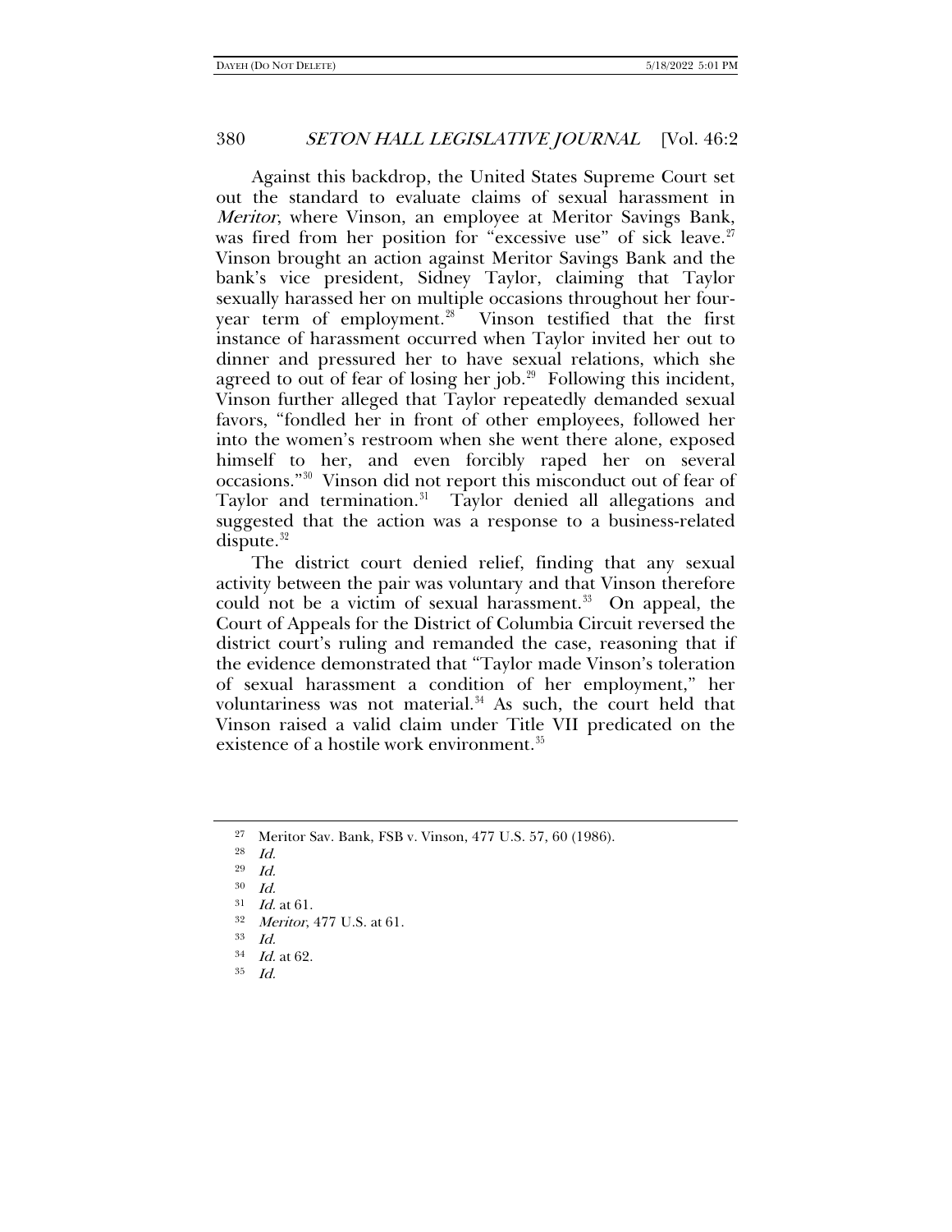Against this backdrop, the United States Supreme Court set out the standard to evaluate claims of sexual harassment in *Meritor*, where Vinson, an employee at Meritor Savings Bank, was fired from her position for "excessive use" of sick leave.[27] Vinson brought an action against Meritor Savings Bank and the bank's vice president, Sidney Taylor, claiming that Taylor sexually harassed her on multiple occasions throughout her four-year term of employment.[28] Vinson testified that the first instance of harassment occurred when Taylor invited her out to dinner and pressured her to have sexual relations, which she agreed to out of fear of losing her job.[29] Following this incident, Vinson further alleged that Taylor repeatedly demanded sexual favors, "fondled her in front of other employees, followed her into the women's restroom when she went there alone, exposed himself to her, and even forcibly raped her on several occasions."[30] Vinson did not report this misconduct out of fear of Taylor and termination.[31] Taylor denied all allegations and suggested that the action was a response to a business-related dispute.[32]

The district court denied relief, finding that any sexual activity between the pair was voluntary and that Vinson therefore could not be a victim of sexual harassment.[33] On appeal, the Court of Appeals for the District of Columbia Circuit reversed the district court's ruling and remanded the case, reasoning that if the evidence demonstrated that "Taylor made Vinson's toleration of sexual harassment a condition of her employment," her voluntariness was not material.[34] As such, the court held that Vinson raised a valid claim under Title VII predicated on the existence of a hostile work environment.[35]

---

[27] Meritor Sav. Bank, FSB v. Vinson, 477 U.S. 57, 60 (1986).

[28] *Id.*

[29] *Id.*

[30] *Id.*

[31] *Id.* at 61.

[32] *Meritor*, 477 U.S. at 61.

[33] *Id.*

[34] *Id.* at 62.

[35] *Id.*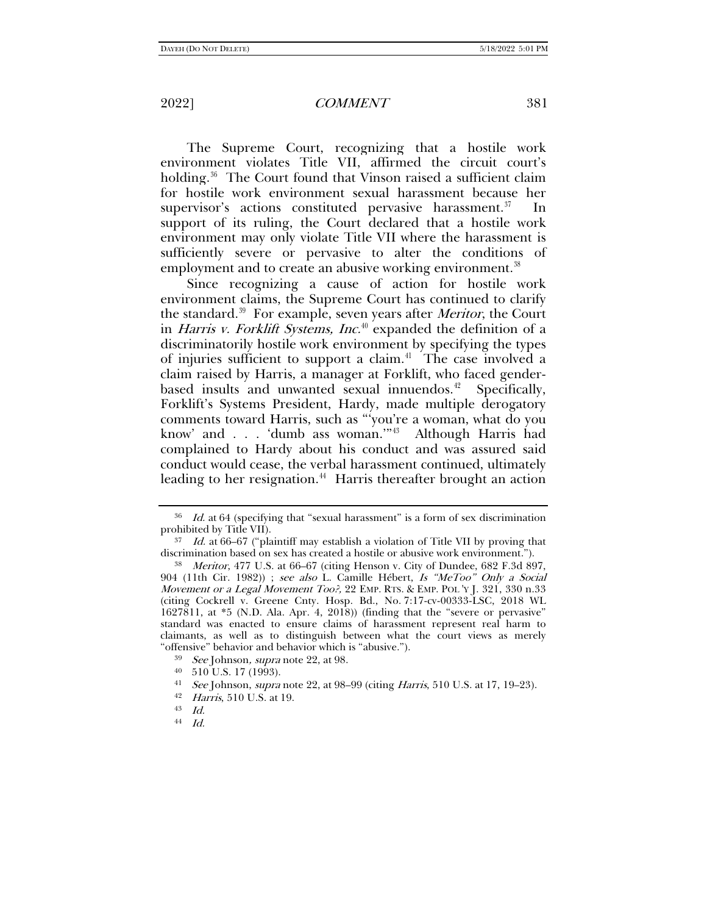The Supreme Court, recognizing that a hostile work environment violates Title VII, affirmed the circuit court's holding.[36] The Court found that Vinson raised a sufficient claim for hostile work environment sexual harassment because her supervisor's actions constituted pervasive harassment.[37] In support of its ruling, the Court declared that a hostile work environment may only violate Title VII where the harassment is sufficiently severe or pervasive to alter the conditions of employment and to create an abusive working environment.[38]

Since recognizing a cause of action for hostile work environment claims, the Supreme Court has continued to clarify the standard.[39] For example, seven years after *Meritor*, the Court in *Harris v. Forklift Systems, Inc.*[40] expanded the definition of a discriminatorily hostile work environment by specifying the types of injuries sufficient to support a claim.[41] The case involved a claim raised by Harris, a manager at Forklift, who faced gender-based insults and unwanted sexual innuendos.[42] Specifically, Forklift's Systems President, Hardy, made multiple derogatory comments toward Harris, such as "'you're a woman, what do you know' and . . . 'dumb ass woman.'"[43] Although Harris had complained to Hardy about his conduct and was assured said conduct would cease, the verbal harassment continued, ultimately leading to her resignation.[44] Harris thereafter brought an action

---

[36] *Id.* at 64 (specifying that "sexual harassment" is a form of sex discrimination prohibited by Title VII).

[37] *Id.* at 66–67 ("plaintiff may establish a violation of Title VII by proving that discrimination based on sex has created a hostile or abusive work environment.").

[38] *Meritor*, 477 U.S. at 66–67 (citing Henson v. City of Dundee, 682 F.3d 897, 904 (11th Cir. 1982)) ; *see also* L. Camille Hébert, *Is "MeToo" Only a Social Movement or a Legal Movement Too?*, 22 EMP. RTS. & EMP. POL'Y J. 321, 330 n.33 (citing Cockrell v. Greene Cnty. Hosp. Bd., No. 7:17-cv-00333-LSC, 2018 WL 1627811, at *5 (N.D. Ala. Apr. 4, 2018)) (finding that the "severe or pervasive" standard was enacted to ensure claims of harassment represent real harm to claimants, as well as to distinguish between what the court views as merely "offensive" behavior and behavior which is "abusive.").

[39] *See* Johnson, *supra* note 22, at 98.

[40] 510 U.S. 17 (1993).

[41] *See* Johnson, *supra* note 22, at 98–99 (citing *Harris*, 510 U.S. at 17, 19–23).

[42] *Harris*, 510 U.S. at 19.

[43] *Id.*

[44] *Id.*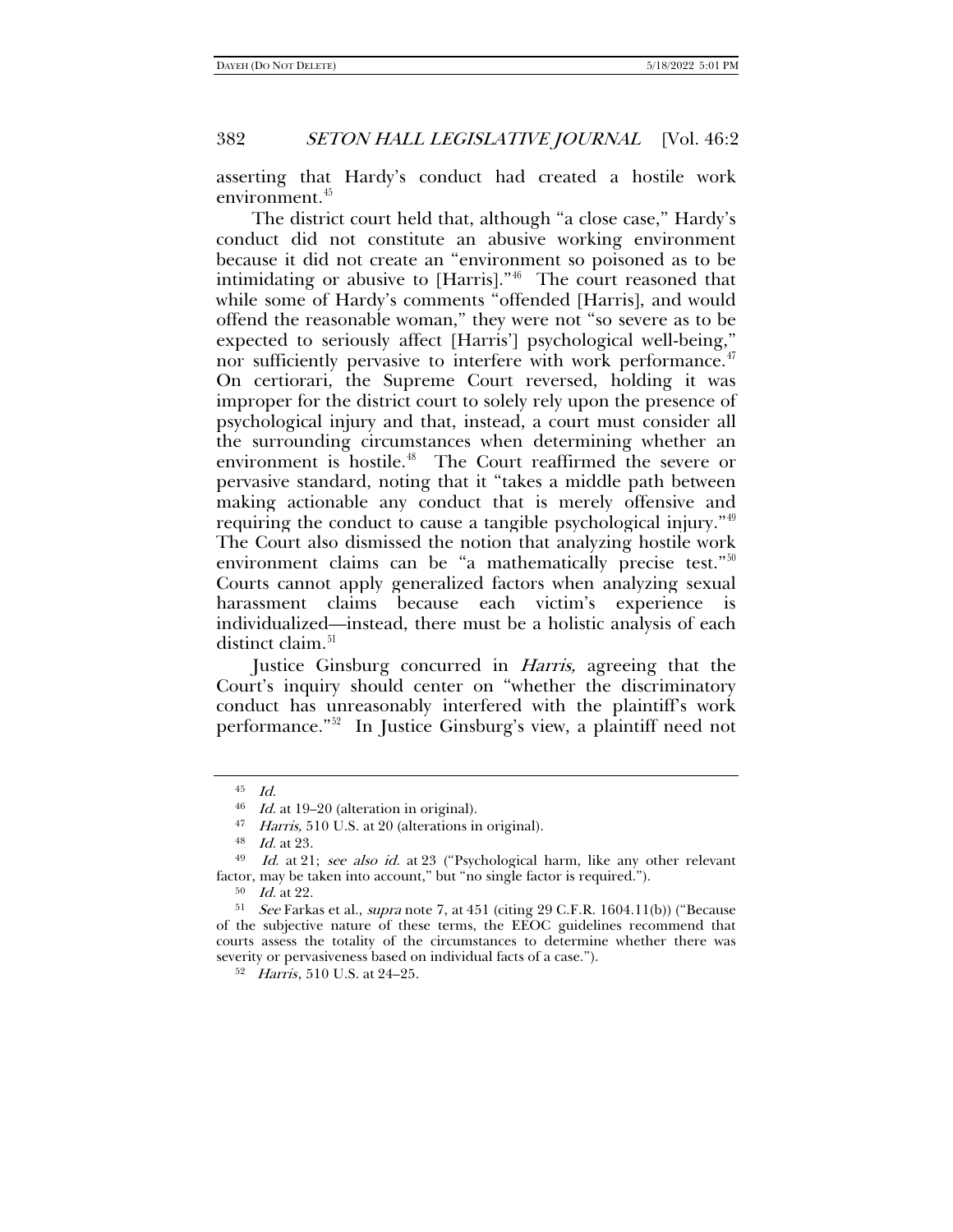asserting that Hardy's conduct had created a hostile work environment.[45]

The district court held that, although "a close case," Hardy's conduct did not constitute an abusive working environment because it did not create an "environment so poisoned as to be intimidating or abusive to [Harris]."[46] The court reasoned that while some of Hardy's comments "offended [Harris], and would offend the reasonable woman," they were not "so severe as to be expected to seriously affect [Harris'] psychological well-being," nor sufficiently pervasive to interfere with work performance.[47] On certiorari, the Supreme Court reversed, holding it was improper for the district court to solely rely upon the presence of psychological injury and that, instead, a court must consider all the surrounding circumstances when determining whether an environment is hostile.[48] The Court reaffirmed the severe or pervasive standard, noting that it "takes a middle path between making actionable any conduct that is merely offensive and requiring the conduct to cause a tangible psychological injury."[49] The Court also dismissed the notion that analyzing hostile work environment claims can be "a mathematically precise test."[50] Courts cannot apply generalized factors when analyzing sexual harassment claims because each victim's experience is individualized—instead, there must be a holistic analysis of each distinct claim.[51]

Justice Ginsburg concurred in *Harris,* agreeing that the Court's inquiry should center on "whether the discriminatory conduct has unreasonably interfered with the plaintiff's work performance."[52] In Justice Ginsburg's view, a plaintiff need not

---

[45] *Id.*

[46] *Id.* at 19–20 (alteration in original).

[47] *Harris,* 510 U.S. at 20 (alterations in original).

[48] *Id.* at 23.

[49] *Id.* at 21; *see also id.* at 23 ("Psychological harm, like any other relevant factor, may be taken into account," but "no single factor is required.").

[50] *Id.* at 22.

[51] *See* Farkas et al., *supra* note 7, at 451 (citing 29 C.F.R. 1604.11(b)) ("Because of the subjective nature of these terms, the EEOC guidelines recommend that courts assess the totality of the circumstances to determine whether there was severity or pervasiveness based on individual facts of a case.").

[52] *Harris*, 510 U.S. at 24–25.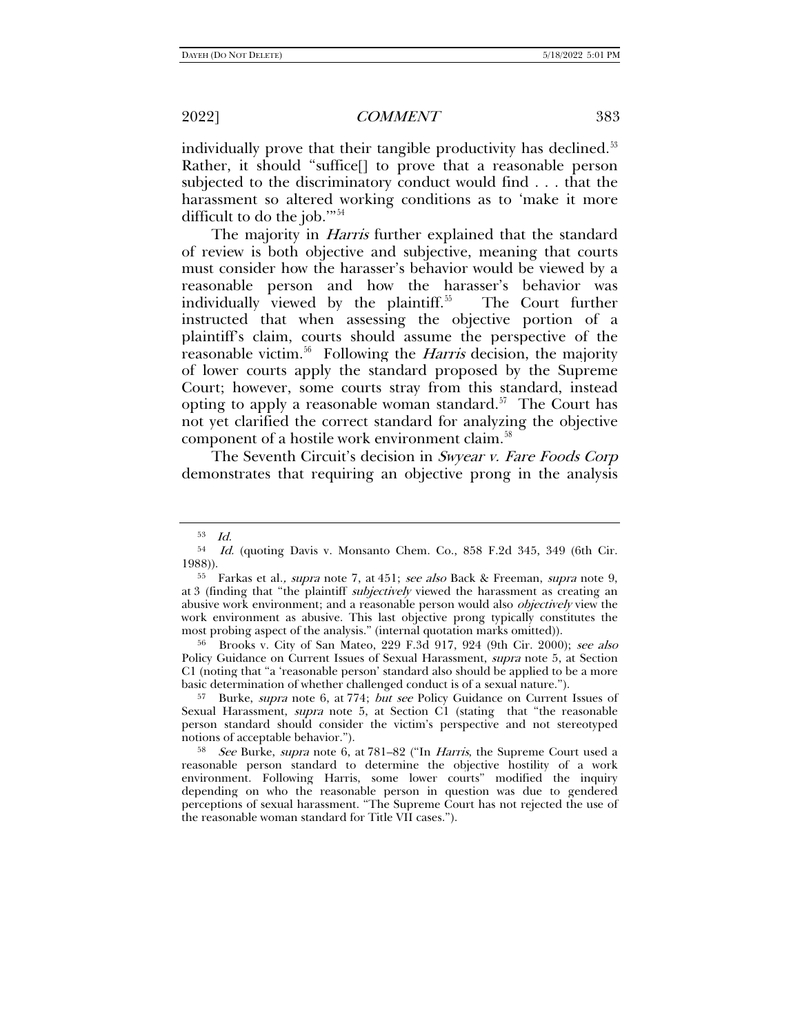individually prove that their tangible productivity has declined.[53] Rather, it should "suffice[] to prove that a reasonable person subjected to the discriminatory conduct would find . . . that the harassment so altered working conditions as to 'make it more difficult to do the job.'"[54]

The majority in *Harris* further explained that the standard of review is both objective and subjective, meaning that courts must consider how the harasser's behavior would be viewed by a reasonable person and how the harasser's behavior was individually viewed by the plaintiff.[55] The Court further instructed that when assessing the objective portion of a plaintiff's claim, courts should assume the perspective of the reasonable victim.[56] Following the *Harris* decision, the majority of lower courts apply the standard proposed by the Supreme Court; however, some courts stray from this standard, instead opting to apply a reasonable woman standard.[57] The Court has not yet clarified the correct standard for analyzing the objective component of a hostile work environment claim.[58]

The Seventh Circuit's decision in *Swyear v. Fare Foods Corp* demonstrates that requiring an objective prong in the analysis

---

[53] *Id.*

[54] *Id.* (quoting Davis v. Monsanto Chem. Co., 858 F.2d 345, 349 (6th Cir. 1988)).

[55] Farkas et al., *supra* note 7, at 451; *see also* Back & Freeman, *supra* note 9, at 3 (finding that "the plaintiff *subjectively* viewed the harassment as creating an abusive work environment; and a reasonable person would also *objectively* view the work environment as abusive. This last objective prong typically constitutes the most probing aspect of the analysis." (internal quotation marks omitted)).

[56] Brooks v. City of San Mateo, 229 F.3d 917, 924 (9th Cir. 2000); *see also* Policy Guidance on Current Issues of Sexual Harassment, *supra* note 5, at Section C1 (noting that "a 'reasonable person' standard also should be applied to be a more basic determination of whether challenged conduct is of a sexual nature.").

[57] Burke, *supra* note 6, at 774; *but see* Policy Guidance on Current Issues of Sexual Harassment, *supra* note 5, at Section C1 (stating that "the reasonable person standard should consider the victim's perspective and not stereotyped notions of acceptable behavior.").

[58] *See* Burke, *supra* note 6, at 781–82 ("In *Harris*, the Supreme Court used a reasonable person standard to determine the objective hostility of a work environment. Following Harris, some lower courts" modified the inquiry depending on who the reasonable person in question was due to gendered perceptions of sexual harassment. "The Supreme Court has not rejected the use of the reasonable woman standard for Title VII cases.").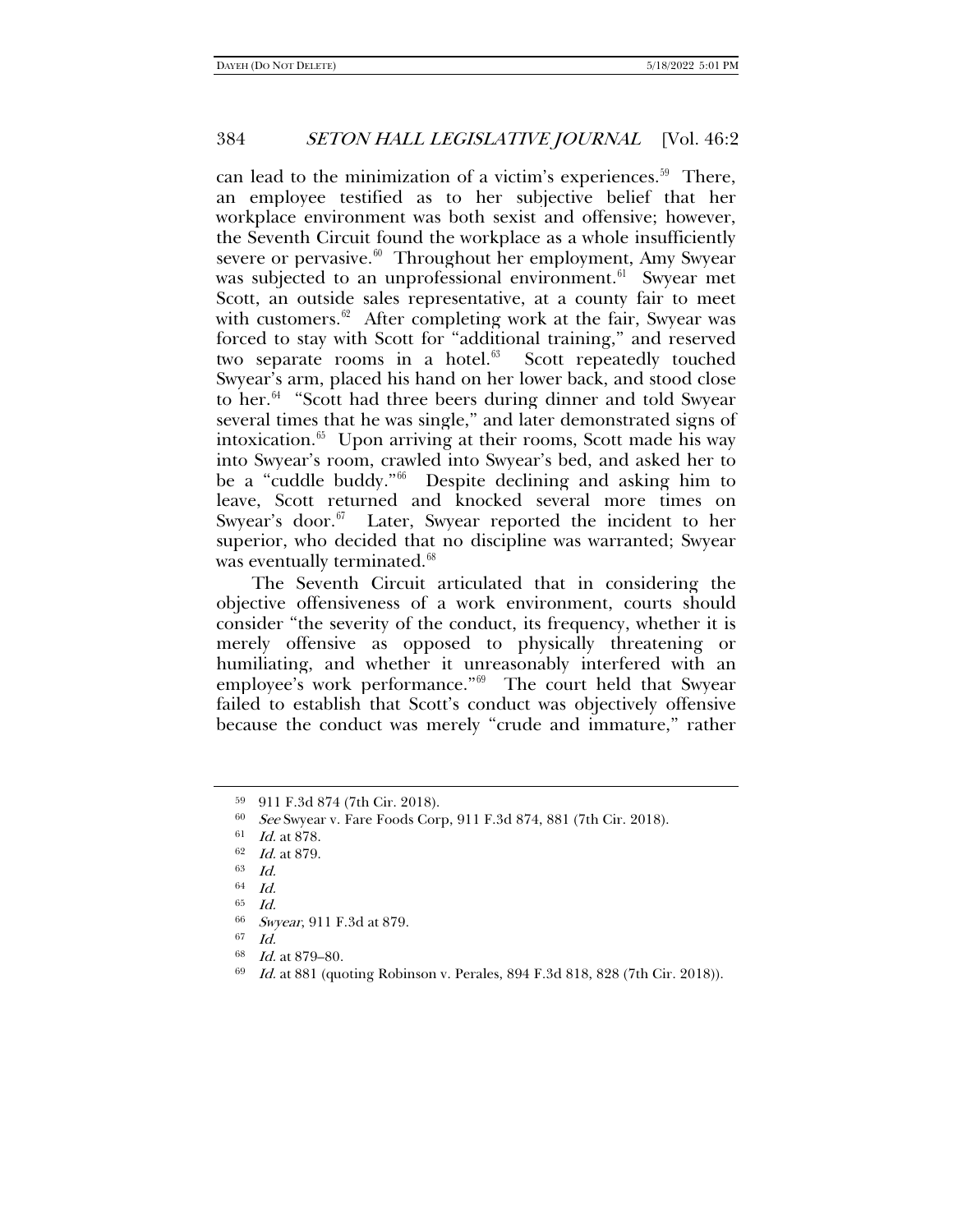can lead to the minimization of a victim's experiences.[59] There, an employee testified as to her subjective belief that her workplace environment was both sexist and offensive; however, the Seventh Circuit found the workplace as a whole insufficiently severe or pervasive.[60] Throughout her employment, Amy Swyear was subjected to an unprofessional environment.[61] Swyear met Scott, an outside sales representative, at a county fair to meet with customers.[62] After completing work at the fair, Swyear was forced to stay with Scott for "additional training," and reserved two separate rooms in a hotel.[63] Scott repeatedly touched Swyear's arm, placed his hand on her lower back, and stood close to her.[64] "Scott had three beers during dinner and told Swyear several times that he was single," and later demonstrated signs of intoxication.[65] Upon arriving at their rooms, Scott made his way into Swyear's room, crawled into Swyear's bed, and asked her to be a "cuddle buddy."[66] Despite declining and asking him to leave, Scott returned and knocked several more times on Swyear's door.[67] Later, Swyear reported the incident to her superior, who decided that no discipline was warranted; Swyear was eventually terminated.[68]

The Seventh Circuit articulated that in considering the objective offensiveness of a work environment, courts should consider "the severity of the conduct, its frequency, whether it is merely offensive as opposed to physically threatening or humiliating, and whether it unreasonably interfered with an employee's work performance."[69] The court held that Swyear failed to establish that Scott's conduct was objectively offensive because the conduct was merely "crude and immature," rather

---

[59] 911 F.3d 874 (7th Cir. 2018).

[60] *See* Swyear v. Fare Foods Corp, 911 F.3d 874, 881 (7th Cir. 2018).

[61] *Id.* at 878.

[62] *Id.* at 879.

[63] *Id.*

[64] *Id.*

[65] *Id.*

[66] *Swyear*, 911 F.3d at 879.

[67] *Id.*

[68] *Id.* at 879–80.

[69] *Id.* at 881 (quoting Robinson v. Perales, 894 F.3d 818, 828 (7th Cir. 2018)).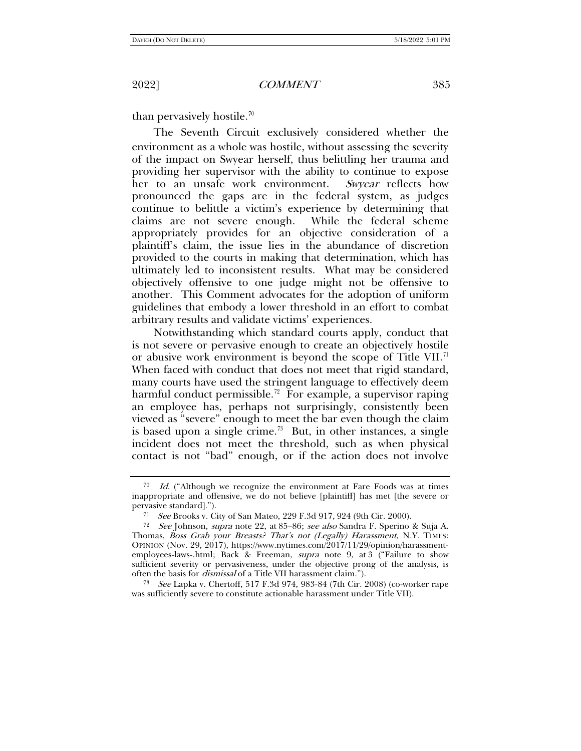than pervasively hostile.[70]

The Seventh Circuit exclusively considered whether the environment as a whole was hostile, without assessing the severity of the impact on Swyear herself, thus belittling her trauma and providing her supervisor with the ability to continue to expose her to an unsafe work environment. *Swyear* reflects how pronounced the gaps are in the federal system, as judges continue to belittle a victim's experience by determining that claims are not severe enough. While the federal scheme appropriately provides for an objective consideration of a plaintiff's claim, the issue lies in the abundance of discretion provided to the courts in making that determination, which has ultimately led to inconsistent results. What may be considered objectively offensive to one judge might not be offensive to another. This Comment advocates for the adoption of uniform guidelines that embody a lower threshold in an effort to combat arbitrary results and validate victims' experiences.

Notwithstanding which standard courts apply, conduct that is not severe or pervasive enough to create an objectively hostile or abusive work environment is beyond the scope of Title VII.[71] When faced with conduct that does not meet that rigid standard, many courts have used the stringent language to effectively deem harmful conduct permissible.[72] For example, a supervisor raping an employee has, perhaps not surprisingly, consistently been viewed as "severe" enough to meet the bar even though the claim is based upon a single crime.[73] But, in other instances, a single incident does not meet the threshold, such as when physical contact is not "bad" enough, or if the action does not involve

---

[70] *Id.* ("Although we recognize the environment at Fare Foods was at times inappropriate and offensive, we do not believe [plaintiff] has met [the severe or pervasive standard].").

[71] *See* Brooks v. City of San Mateo, 229 F.3d 917, 924 (9th Cir. 2000).

[72] *See* Johnson, *supra* note 22, at 85–86; *see also* Sandra F. Sperino & Suja A. Thomas, *Boss Grab your Breasts? That's not (Legally) Harassment*, N.Y. TIMES: OPINION (Nov. 29, 2017), https://www.nytimes.com/2017/11/29/opinion/harassment-employees-laws-.html; Back & Freeman, *supra* note 9, at 3 ("Failure to show sufficient severity or pervasiveness, under the objective prong of the analysis, is often the basis for *dismissal* of a Title VII harassment claim.").

[73] *See* Lapka v. Chertoff, 517 F.3d 974, 983-84 (7th Cir. 2008) (co-worker rape was sufficiently severe to constitute actionable harassment under Title VII).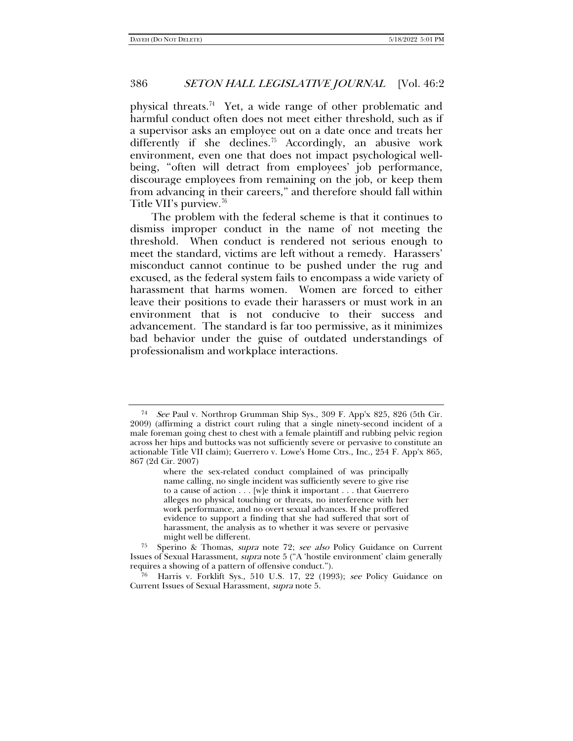physical threats.[74] Yet, a wide range of other problematic and harmful conduct often does not meet either threshold, such as if a supervisor asks an employee out on a date once and treats her differently if she declines.[75] Accordingly, an abusive work environment, even one that does not impact psychological well-being, "often will detract from employees' job performance, discourage employees from remaining on the job, or keep them from advancing in their careers," and therefore should fall within Title VII's purview.[76]

The problem with the federal scheme is that it continues to dismiss improper conduct in the name of not meeting the threshold. When conduct is rendered not serious enough to meet the standard, victims are left without a remedy. Harassers' misconduct cannot continue to be pushed under the rug and excused, as the federal system fails to encompass a wide variety of harassment that harms women. Women are forced to either leave their positions to evade their harassers or must work in an environment that is not conducive to their success and advancement. The standard is far too permissive, as it minimizes bad behavior under the guise of outdated understandings of professionalism and workplace interactions.

---

[74] *See* Paul v. Northrop Grumman Ship Sys., 309 F. App'x 825, 826 (5th Cir. 2009) (affirming a district court ruling that a single ninety-second incident of a male foreman going chest to chest with a female plaintiff and rubbing pelvic region across her hips and buttocks was not sufficiently severe or pervasive to constitute an actionable Title VII claim); Guerrero v. Lowe's Home Ctrs., Inc., 254 F. App'x 865, 867 (2d Cir. 2007)

> where the sex-related conduct complained of was principally name calling, no single incident was sufficiently severe to give rise to a cause of action . . . [w]e think it important . . . that Guerrero alleges no physical touching or threats, no interference with her work performance, and no overt sexual advances. If she proffered evidence to support a finding that she had suffered that sort of harassment, the analysis as to whether it was severe or pervasive might well be different.

[75] Sperino & Thomas, *supra* note 72; *see also* Policy Guidance on Current Issues of Sexual Harassment, *supra* note 5 ("A 'hostile environment' claim generally requires a showing of a pattern of offensive conduct.").

[76] Harris v. Forklift Sys., 510 U.S. 17, 22 (1993); *see* Policy Guidance on Current Issues of Sexual Harassment, *supra* note 5.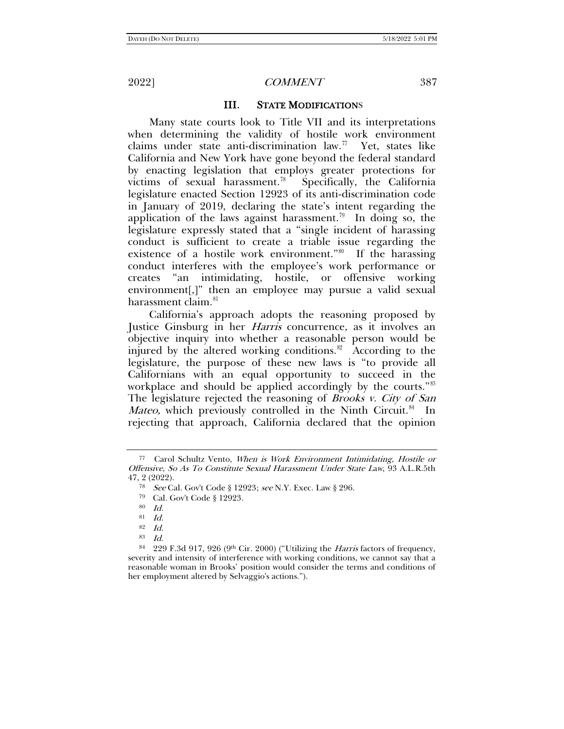## III. STATE MODIFICATIONS

Many state courts look to Title VII and its interpretations when determining the validity of hostile work environment claims under state anti-discrimination law.[77] Yet, states like California and New York have gone beyond the federal standard by enacting legislation that employs greater protections for victims of sexual harassment.[78] Specifically, the California legislature enacted Section 12923 of its anti-discrimination code in January of 2019, declaring the state's intent regarding the application of the laws against harassment.[79] In doing so, the legislature expressly stated that a "single incident of harassing conduct is sufficient to create a triable issue regarding the existence of a hostile work environment."[80] If the harassing conduct interferes with the employee's work performance or creates "an intimidating, hostile, or offensive working environment[,]" then an employee may pursue a valid sexual harassment claim.[81]

California's approach adopts the reasoning proposed by Justice Ginsburg in her *Harris* concurrence*,* as it involves an objective inquiry into whether a reasonable person would be injured by the altered working conditions.[82] According to the legislature, the purpose of these new laws is "to provide all Californians with an equal opportunity to succeed in the workplace and should be applied accordingly by the courts."[83] The legislature rejected the reasoning of *Brooks v. City of San Mateo,* which previously controlled in the Ninth Circuit.[84] In rejecting that approach, California declared that the opinion

---

[77] Carol Schultz Vento, *When is Work Environment Intimidating, Hostile or Offensive, So As To Constitute Sexual Harassment Under State Law*, 93 A.L.R.5th 47, 2 (2022).

[78] *See* Cal. Gov't Code § 12923; *see* N.Y. Exec. Law § 296.

[79] Cal. Gov't Code § 12923.

[80] *Id.*

[81] *Id.*

[82] *Id.*

[83] *Id.*

[84] 229 F.3d 917, 926 (9th Cir. 2000) ("Utilizing the *Harris* factors of frequency, severity and intensity of interference with working conditions, we cannot say that a reasonable woman in Brooks' position would consider the terms and conditions of her employment altered by Selvaggio's actions.").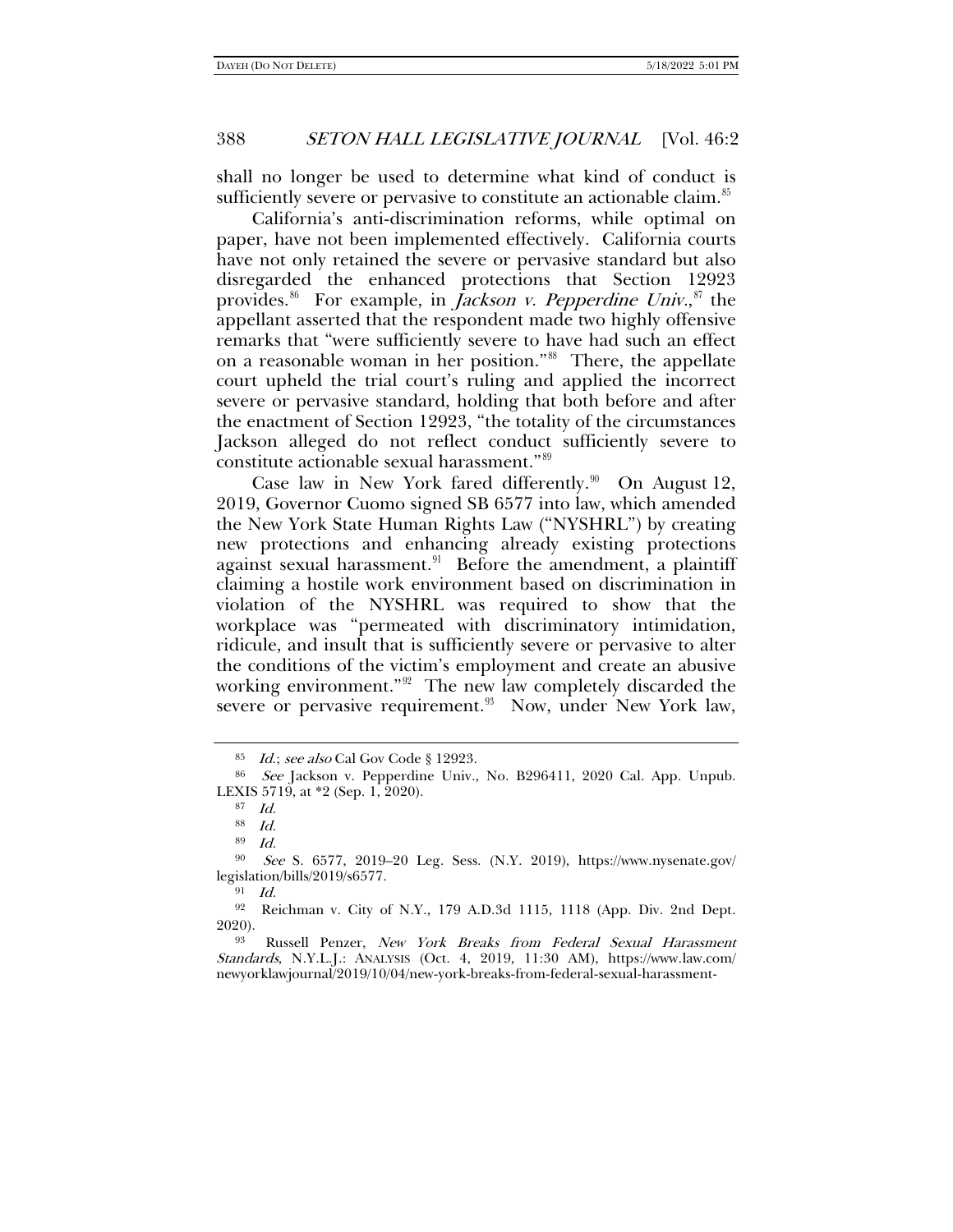shall no longer be used to determine what kind of conduct is sufficiently severe or pervasive to constitute an actionable claim.[85]

California's anti-discrimination reforms, while optimal on paper, have not been implemented effectively. California courts have not only retained the severe or pervasive standard but also disregarded the enhanced protections that Section 12923 provides.[86] For example, in *Jackson v. Pepperdine Univ.*,[87] the appellant asserted that the respondent made two highly offensive remarks that "were sufficiently severe to have had such an effect on a reasonable woman in her position."[88] There, the appellate court upheld the trial court's ruling and applied the incorrect severe or pervasive standard, holding that both before and after the enactment of Section 12923, "the totality of the circumstances Jackson alleged do not reflect conduct sufficiently severe to constitute actionable sexual harassment."[89]

Case law in New York fared differently.[90] On August 12, 2019, Governor Cuomo signed SB 6577 into law, which amended the New York State Human Rights Law ("NYSHRL") by creating new protections and enhancing already existing protections against sexual harassment.[91] Before the amendment, a plaintiff claiming a hostile work environment based on discrimination in violation of the NYSHRL was required to show that the workplace was "permeated with discriminatory intimidation, ridicule, and insult that is sufficiently severe or pervasive to alter the conditions of the victim's employment and create an abusive working environment."[92] The new law completely discarded the severe or pervasive requirement.[93] Now, under New York law,

---

[85] *Id.*; *see also* Cal Gov Code § 12923.

[86] *See* Jackson v. Pepperdine Univ., No. B296411, 2020 Cal. App. Unpub. LEXIS 5719, at *2 (Sep. 1, 2020).

[87] *Id.*

[88] *Id.*

[89] *Id.*

[90] *See* S. 6577, 2019–20 Leg. Sess. (N.Y. 2019), https://www.nysenate.gov/legislation/bills/2019/s6577.

[91] *Id.*

[92] Reichman v. City of N.Y., 179 A.D.3d 1115, 1118 (App. Div. 2nd Dept. 2020).

[93] Russell Penzer, *New York Breaks from Federal Sexual Harassment Standards*, N.Y.L.J.: ANALYSIS (Oct. 4, 2019, 11:30 AM), https://www.law.com/newyorklawjournal/2019/10/04/new-york-breaks-from-federal-sexual-harassment-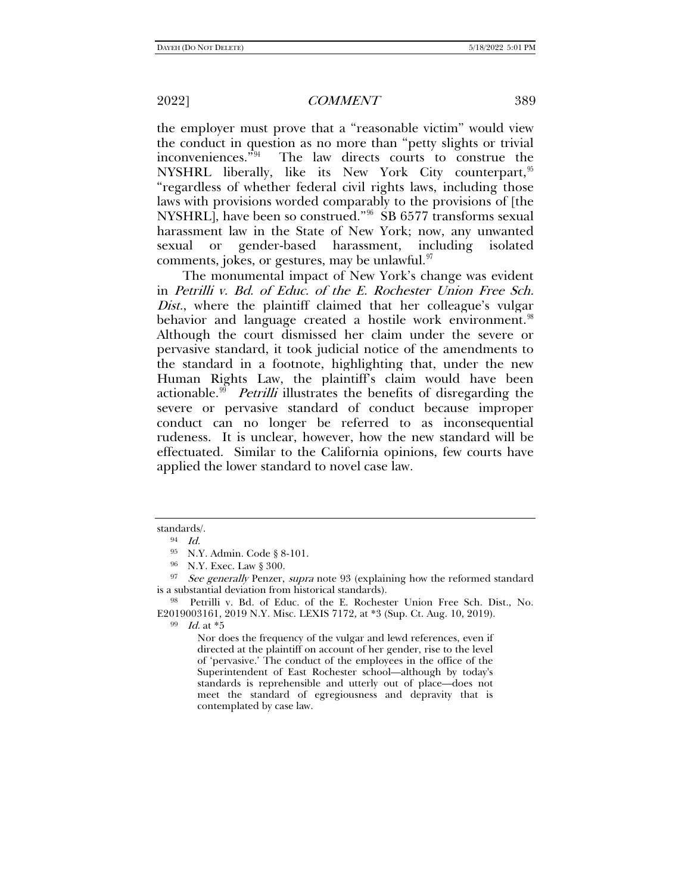the employer must prove that a "reasonable victim" would view the conduct in question as no more than "petty slights or trivial inconveniences."[94] The law directs courts to construe the NYSHRL liberally, like its New York City counterpart,[95] "regardless of whether federal civil rights laws, including those laws with provisions worded comparably to the provisions of [the NYSHRL], have been so construed."[96] SB 6577 transforms sexual harassment law in the State of New York; now, any unwanted sexual or gender-based harassment, including isolated comments, jokes, or gestures, may be unlawful.[97]

The monumental impact of New York's change was evident in *Petrilli v. Bd. of Educ. of the E. Rochester Union Free Sch. Dist.*, where the plaintiff claimed that her colleague's vulgar behavior and language created a hostile work environment.[98] Although the court dismissed her claim under the severe or pervasive standard, it took judicial notice of the amendments to the standard in a footnote, highlighting that, under the new Human Rights Law, the plaintiff's claim would have been actionable.[99] *Petrilli* illustrates the benefits of disregarding the severe or pervasive standard of conduct because improper conduct can no longer be referred to as inconsequential rudeness. It is unclear, however, how the new standard will be effectuated. Similar to the California opinions, few courts have applied the lower standard to novel case law.

---

standards/.

[94] *Id.*

[95] N.Y. Admin. Code § 8-101.

[96] N.Y. Exec. Law § 300.

[97] *See generally* Penzer, *supra* note 93 (explaining how the reformed standard is a substantial deviation from historical standards).

[98] Petrilli v. Bd. of Educ. of the E. Rochester Union Free Sch. Dist., No. E2019003161, 2019 N.Y. Misc. LEXIS 7172, at *3 (Sup. Ct. Aug. 10, 2019).

[99] *Id.* at *5

> Nor does the frequency of the vulgar and lewd references, even if directed at the plaintiff on account of her gender, rise to the level of 'pervasive.' The conduct of the employees in the office of the Superintendent of East Rochester school—although by today's standards is reprehensible and utterly out of place—does not meet the standard of egregiousness and depravity that is contemplated by case law.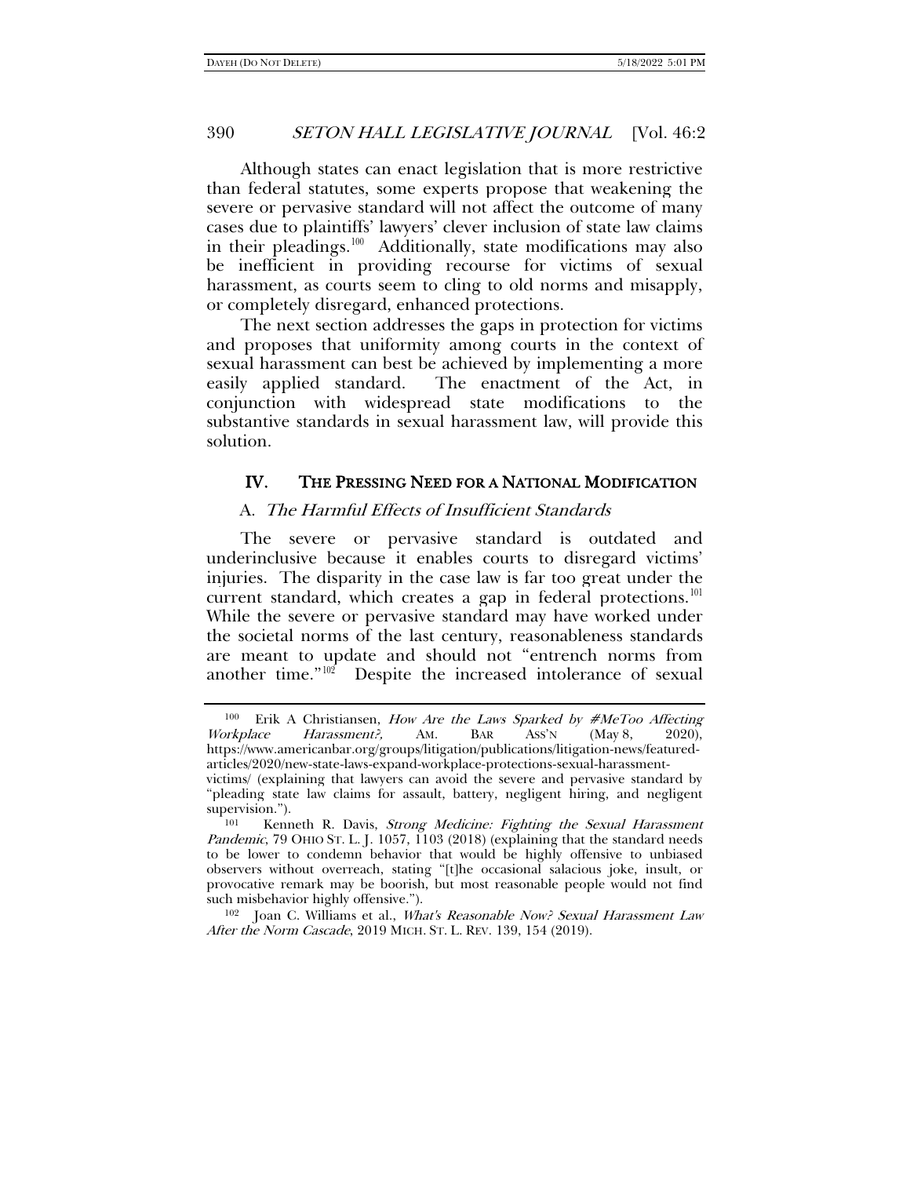Although states can enact legislation that is more restrictive than federal statutes, some experts propose that weakening the severe or pervasive standard will not affect the outcome of many cases due to plaintiffs' lawyers' clever inclusion of state law claims in their pleadings.[100] Additionally, state modifications may also be inefficient in providing recourse for victims of sexual harassment, as courts seem to cling to old norms and misapply, or completely disregard, enhanced protections.

The next section addresses the gaps in protection for victims and proposes that uniformity among courts in the context of sexual harassment can best be achieved by implementing a more easily applied standard. The enactment of the Act, in conjunction with widespread state modifications to the substantive standards in sexual harassment law, will provide this solution.

## IV. THE PRESSING NEED FOR A NATIONAL MODIFICATION

### A. *The Harmful Effects of Insufficient Standards*

The severe or pervasive standard is outdated and underinclusive because it enables courts to disregard victims' injuries. The disparity in the case law is far too great under the current standard, which creates a gap in federal protections.[101] While the severe or pervasive standard may have worked under the societal norms of the last century, reasonableness standards are meant to update and should not "entrench norms from another time."[102] Despite the increased intolerance of sexual

---

[100] Erik A Christiansen, *How Are the Laws Sparked by #MeToo Affecting Workplace Harassment?*, AM. BAR ASS'N (May 8, 2020), https://www.americanbar.org/groups/litigation/publications/litigation-news/featured-articles/2020/new-state-laws-expand-workplace-protections-sexual-harassment-victims/ (explaining that lawyers can avoid the severe and pervasive standard by "pleading state law claims for assault, battery, negligent hiring, and negligent supervision.").

[101] Kenneth R. Davis, *Strong Medicine: Fighting the Sexual Harassment Pandemic*, 79 OHIO ST. L. J. 1057, 1103 (2018) (explaining that the standard needs to be lower to condemn behavior that would be highly offensive to unbiased observers without overreach, stating "[t]he occasional salacious joke, insult, or provocative remark may be boorish, but most reasonable people would not find such misbehavior highly offensive.").

[102] Joan C. Williams et al., *What's Reasonable Now? Sexual Harassment Law After the Norm Cascade*, 2019 MICH. ST. L. REV. 139, 154 (2019).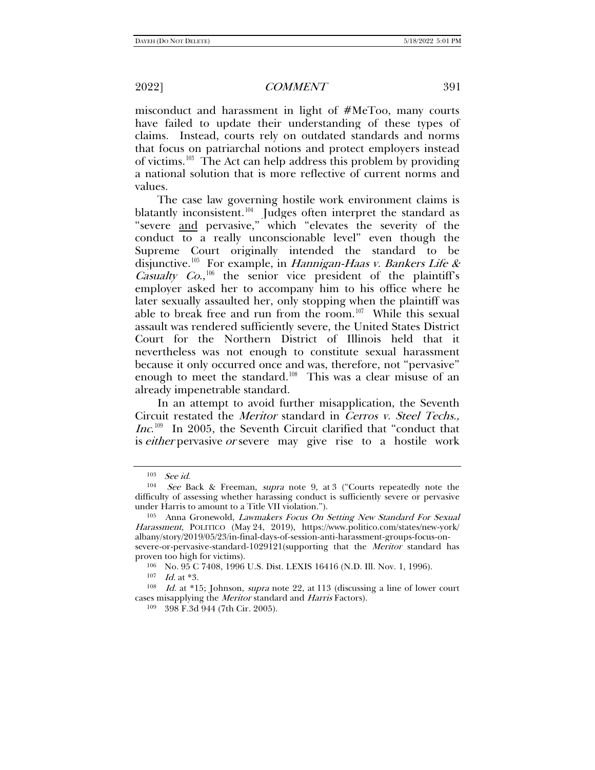misconduct and harassment in light of #MeToo, many courts have failed to update their understanding of these types of claims. Instead, courts rely on outdated standards and norms that focus on patriarchal notions and protect employers instead of victims.[103] The Act can help address this problem by providing a national solution that is more reflective of current norms and values.

The case law governing hostile work environment claims is blatantly inconsistent.[104] Judges often interpret the standard as "severe <u>and</u> pervasive," which "elevates the severity of the conduct to a really unconscionable level" even though the Supreme Court originally intended the standard to be disjunctive.[105] For example, in *Hannigan-Haas v. Bankers Life & Casualty Co.*,[106] the senior vice president of the plaintiff's employer asked her to accompany him to his office where he later sexually assaulted her, only stopping when the plaintiff was able to break free and run from the room.[107] While this sexual assault was rendered sufficiently severe, the United States District Court for the Northern District of Illinois held that it nevertheless was not enough to constitute sexual harassment because it only occurred once and was, therefore, not "pervasive" enough to meet the standard.[108] This was a clear misuse of an already impenetrable standard.

In an attempt to avoid further misapplication, the Seventh Circuit restated the *Meritor* standard in *Cerros v. Steel Techs., Inc.*[109] In 2005, the Seventh Circuit clarified that "conduct that is *either* pervasive *or* severe may give rise to a hostile work

---

[103] *See id.*

[104] *See* Back & Freeman, *supra* note 9, at 3 ("Courts repeatedly note the difficulty of assessing whether harassing conduct is sufficiently severe or pervasive under Harris to amount to a Title VII violation.").

[105] Anna Gronewold, *Lawmakers Focus On Setting New Standard For Sexual Harassment*, POLITICO (May 24, 2019), https://www.politico.com/states/new-york/albany/story/2019/05/23/in-final-days-of-session-anti-harassment-groups-focus-on-severe-or-pervasive-standard-1029121(supporting that the *Meritor* standard has proven too high for victims).

[106] No. 95 C 7408, 1996 U.S. Dist. LEXIS 16416 (N.D. Ill. Nov. 1, 1996).

[107] *Id.* at *3.

[108] *Id.* at *15; Johnson, *supra* note 22, at 113 (discussing a line of lower court cases misapplying the *Meritor* standard and *Harris* Factors).

[109] 398 F.3d 944 (7th Cir. 2005).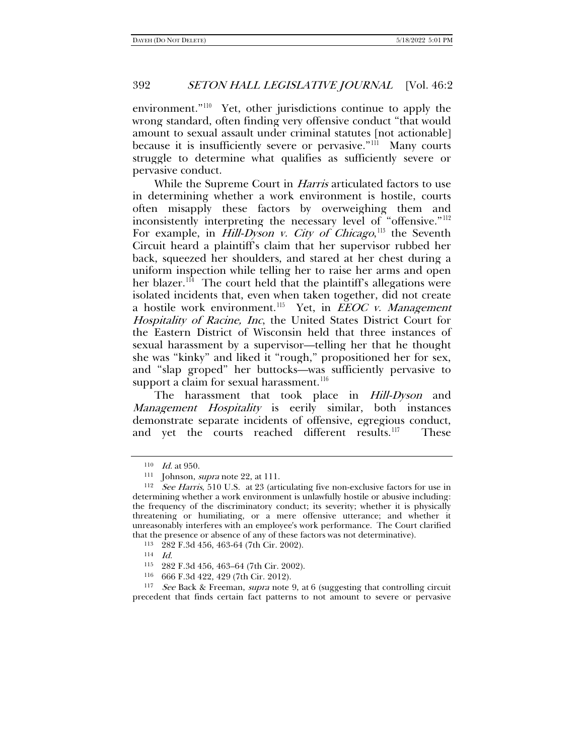environment."[110] Yet, other jurisdictions continue to apply the wrong standard, often finding very offensive conduct "that would amount to sexual assault under criminal statutes [not actionable] because it is insufficiently severe or pervasive."[111] Many courts struggle to determine what qualifies as sufficiently severe or pervasive conduct.

While the Supreme Court in *Harris* articulated factors to use in determining whether a work environment is hostile, courts often misapply these factors by overweighing them and inconsistently interpreting the necessary level of "offensive."[112] For example, in *Hill-Dyson v. City of Chicago*,[113] the Seventh Circuit heard a plaintiff's claim that her supervisor rubbed her back, squeezed her shoulders, and stared at her chest during a uniform inspection while telling her to raise her arms and open her blazer.[114] The court held that the plaintiff's allegations were isolated incidents that, even when taken together, did not create a hostile work environment.[115] Yet, in *EEOC v. Management Hospitality of Racine, Inc*, the United States District Court for the Eastern District of Wisconsin held that three instances of sexual harassment by a supervisor—telling her that he thought she was "kinky" and liked it "rough," propositioned her for sex, and "slap groped" her buttocks—was sufficiently pervasive to support a claim for sexual harassment.[116]

The harassment that took place in *Hill-Dyson* and *Management Hospitality* is eerily similar, both instances demonstrate separate incidents of offensive, egregious conduct, and yet the courts reached different results.[117] These

---

[110] *Id.* at 950.

[111] Johnson, *supra* note 22, at 111.

[112] *See Harris*, 510 U.S. at 23 (articulating five non-exclusive factors for use in determining whether a work environment is unlawfully hostile or abusive including: the frequency of the discriminatory conduct; its severity; whether it is physically threatening or humiliating, or a mere offensive utterance; and whether it unreasonably interferes with an employee's work performance. The Court clarified that the presence or absence of any of these factors was not determinative).

[113] 282 F.3d 456, 463-64 (7th Cir. 2002).

[114] *Id.*

[115] 282 F.3d 456, 463–64 (7th Cir. 2002).

[116] 666 F.3d 422, 429 (7th Cir. 2012).

[117] *See* Back & Freeman, *supra* note 9, at 6 (suggesting that controlling circuit precedent that finds certain fact patterns to not amount to severe or pervasive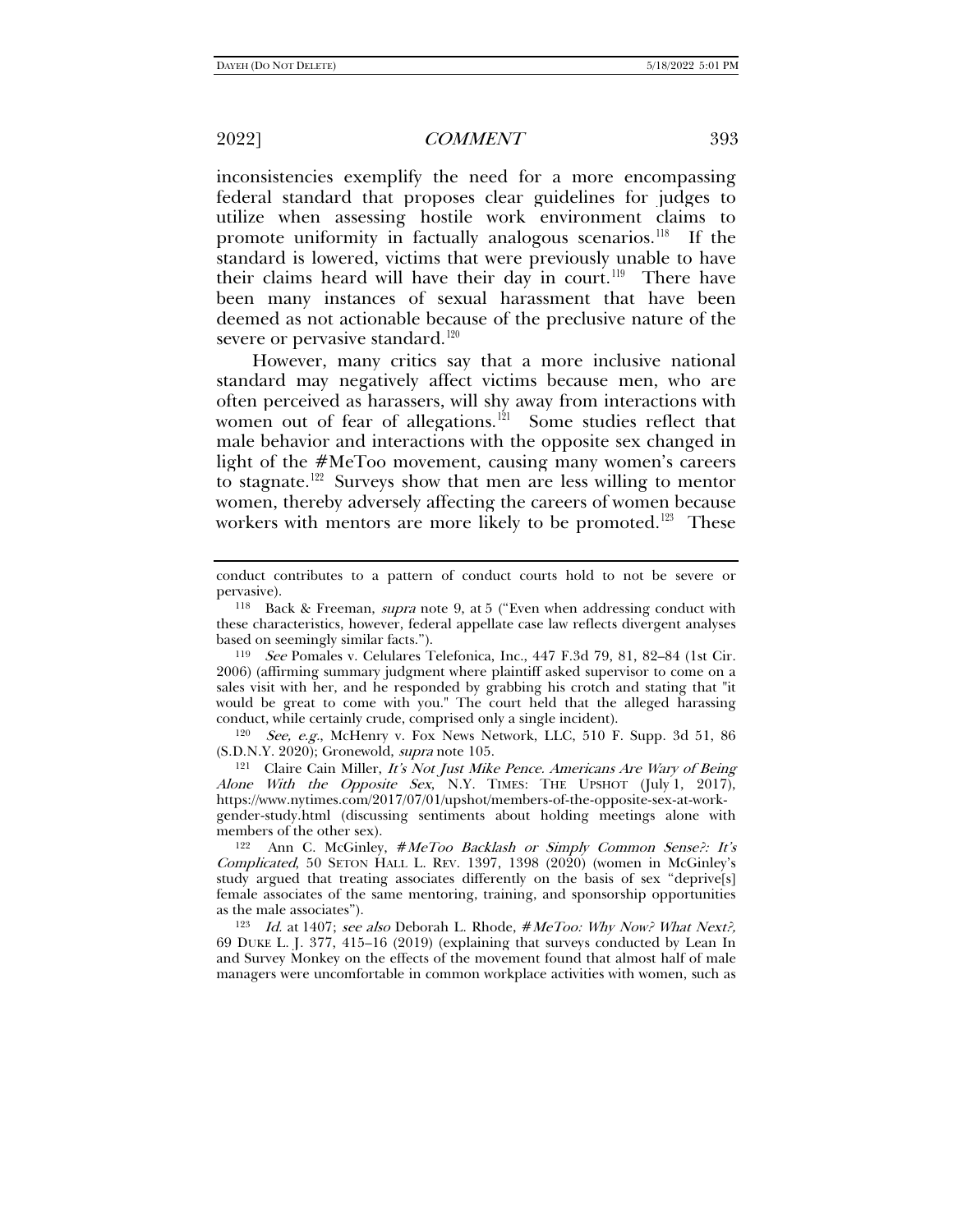inconsistencies exemplify the need for a more encompassing federal standard that proposes clear guidelines for judges to utilize when assessing hostile work environment claims to promote uniformity in factually analogous scenarios.[118] If the standard is lowered, victims that were previously unable to have their claims heard will have their day in court.[119] There have been many instances of sexual harassment that have been deemed as not actionable because of the preclusive nature of the severe or pervasive standard.[120]

However, many critics say that a more inclusive national standard may negatively affect victims because men, who are often perceived as harassers, will shy away from interactions with women out of fear of allegations.[121] Some studies reflect that male behavior and interactions with the opposite sex changed in light of the #MeToo movement, causing many women's careers to stagnate.[122] Surveys show that men are less willing to mentor women, thereby adversely affecting the careers of women because workers with mentors are more likely to be promoted.[123] These

---

conduct contributes to a pattern of conduct courts hold to not be severe or pervasive).

[118] Back & Freeman, *supra* note 9, at 5 ("Even when addressing conduct with these characteristics, however, federal appellate case law reflects divergent analyses based on seemingly similar facts.").

[119] *See* Pomales v. Celulares Telefonica, Inc., 447 F.3d 79, 81, 82–84 (1st Cir. 2006) (affirming summary judgment where plaintiff asked supervisor to come on a sales visit with her, and he responded by grabbing his crotch and stating that "it would be great to come with you." The court held that the alleged harassing conduct, while certainly crude, comprised only a single incident).

[120] *See, e.g.*, McHenry v. Fox News Network, LLC, 510 F. Supp. 3d 51, 86 (S.D.N.Y. 2020); Gronewold, *supra* note 105.

[121] Claire Cain Miller, *It's Not Just Mike Pence. Americans Are Wary of Being Alone With the Opposite Sex*, N.Y. TIMES: THE UPSHOT (July 1, 2017), https://www.nytimes.com/2017/07/01/upshot/members-of-the-opposite-sex-at-work-gender-study.html (discussing sentiments about holding meetings alone with members of the other sex).

[122] Ann C. McGinley, *#MeToo Backlash or Simply Common Sense?: It's Complicated*, 50 SETON HALL L. REV. 1397, 1398 (2020) (women in McGinley's study argued that treating associates differently on the basis of sex "deprive[s] female associates of the same mentoring, training, and sponsorship opportunities as the male associates").

[123] *Id.* at 1407; *see also* Deborah L. Rhode, *#MeToo: Why Now? What Next?*, 69 DUKE L. J. 377, 415–16 (2019) (explaining that surveys conducted by Lean In and Survey Monkey on the effects of the movement found that almost half of male managers were uncomfortable in common workplace activities with women, such as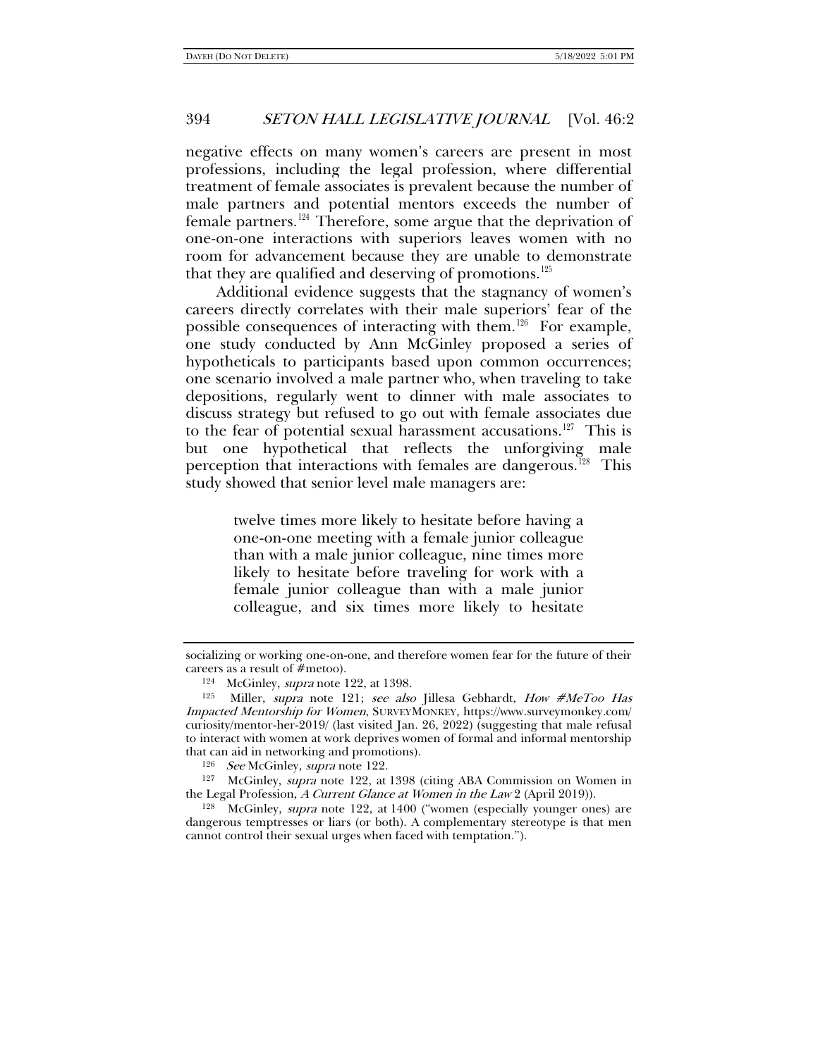negative effects on many women's careers are present in most professions, including the legal profession, where differential treatment of female associates is prevalent because the number of male partners and potential mentors exceeds the number of female partners.[124] Therefore, some argue that the deprivation of one-on-one interactions with superiors leaves women with no room for advancement because they are unable to demonstrate that they are qualified and deserving of promotions.[125]

Additional evidence suggests that the stagnancy of women's careers directly correlates with their male superiors' fear of the possible consequences of interacting with them.[126] For example, one study conducted by Ann McGinley proposed a series of hypotheticals to participants based upon common occurrences; one scenario involved a male partner who, when traveling to take depositions, regularly went to dinner with male associates to discuss strategy but refused to go out with female associates due to the fear of potential sexual harassment accusations.[127] This is but one hypothetical that reflects the unforgiving male perception that interactions with females are dangerous.[128] This study showed that senior level male managers are:

> twelve times more likely to hesitate before having a one-on-one meeting with a female junior colleague than with a male junior colleague, nine times more likely to hesitate before traveling for work with a female junior colleague than with a male junior colleague, and six times more likely to hesitate

---

socializing or working one-on-one, and therefore women fear for the future of their careers as a result of #metoo).

[124] McGinley, *supra* note 122, at 1398.

[125] Miller, *supra* note 121; *see also* Jillesa Gebhardt, *How #MeToo Has Impacted Mentorship for Women*, SURVEYMONKEY, https://www.surveymonkey.com/curiosity/mentor-her-2019/ (last visited Jan. 26, 2022) (suggesting that male refusal to interact with women at work deprives women of formal and informal mentorship that can aid in networking and promotions).

[126] *See* McGinley, *supra* note 122.

[127] McGinley, *supra* note 122, at 1398 (citing ABA Commission on Women in the Legal Profession, *A Current Glance at Women in the Law* 2 (April 2019)).

[128] McGinley, *supra* note 122, at 1400 ("women (especially younger ones) are dangerous temptresses or liars (or both). A complementary stereotype is that men cannot control their sexual urges when faced with temptation.").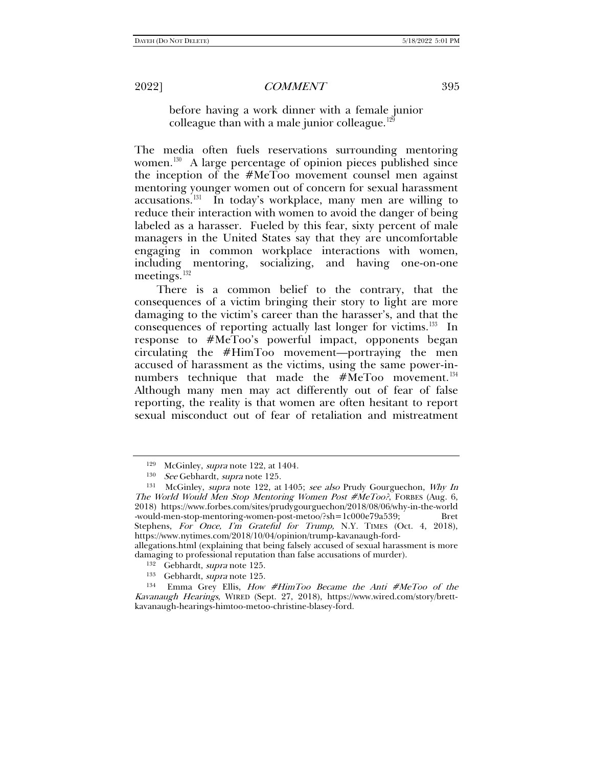before having a work dinner with a female junior colleague than with a male junior colleague.[129]

The media often fuels reservations surrounding mentoring women.[130] A large percentage of opinion pieces published since the inception of the #MeToo movement counsel men against mentoring younger women out of concern for sexual harassment accusations.[131] In today's workplace, many men are willing to reduce their interaction with women to avoid the danger of being labeled as a harasser. Fueled by this fear, sixty percent of male managers in the United States say that they are uncomfortable engaging in common workplace interactions with women, including mentoring, socializing, and having one-on-one meetings.[132]

There is a common belief to the contrary, that the consequences of a victim bringing their story to light are more damaging to the victim's career than the harasser's, and that the consequences of reporting actually last longer for victims.[133] In response to #MeToo's powerful impact, opponents began circulating the #HimToo movement—portraying the men accused of harassment as the victims, using the same power-in-numbers technique that made the #MeToo movement.[134] Although many men may act differently out of fear of false reporting, the reality is that women are often hesitant to report sexual misconduct out of fear of retaliation and mistreatment

---

[129] McGinley, *supra* note 122, at 1404.

[130] *See* Gebhardt, *supra* note 125.

[131] McGinley, *supra* note 122, at 1405; *see also* Prudy Gourguechon, *Why In The World Would Men Stop Mentoring Women Post #MeToo?*, FORBES (Aug. 6, 2018) https://www.forbes.com/sites/prudygourguechon/2018/08/06/why-in-the-world-would-men-stop-mentoring-women-post-metoo/?sh=1c000e79a539; Bret Stephens, *For Once, I'm Grateful for Trump*, N.Y. TIMES (Oct. 4, 2018), https://www.nytimes.com/2018/10/04/opinion/trump-kavanaugh-ford-allegations.html (explaining that being falsely accused of sexual harassment is more damaging to professional reputation than false accusations of murder).

[132] Gebhardt, *supra* note 125.

[133] Gebhardt, *supra* note 125.

[134] Emma Grey Ellis, *How #HimToo Became the Anti #MeToo of the Kavanaugh Hearings*, WIRED (Sept. 27, 2018), https://www.wired.com/story/brett-kavanaugh-hearings-himtoo-metoo-christine-blasey-ford.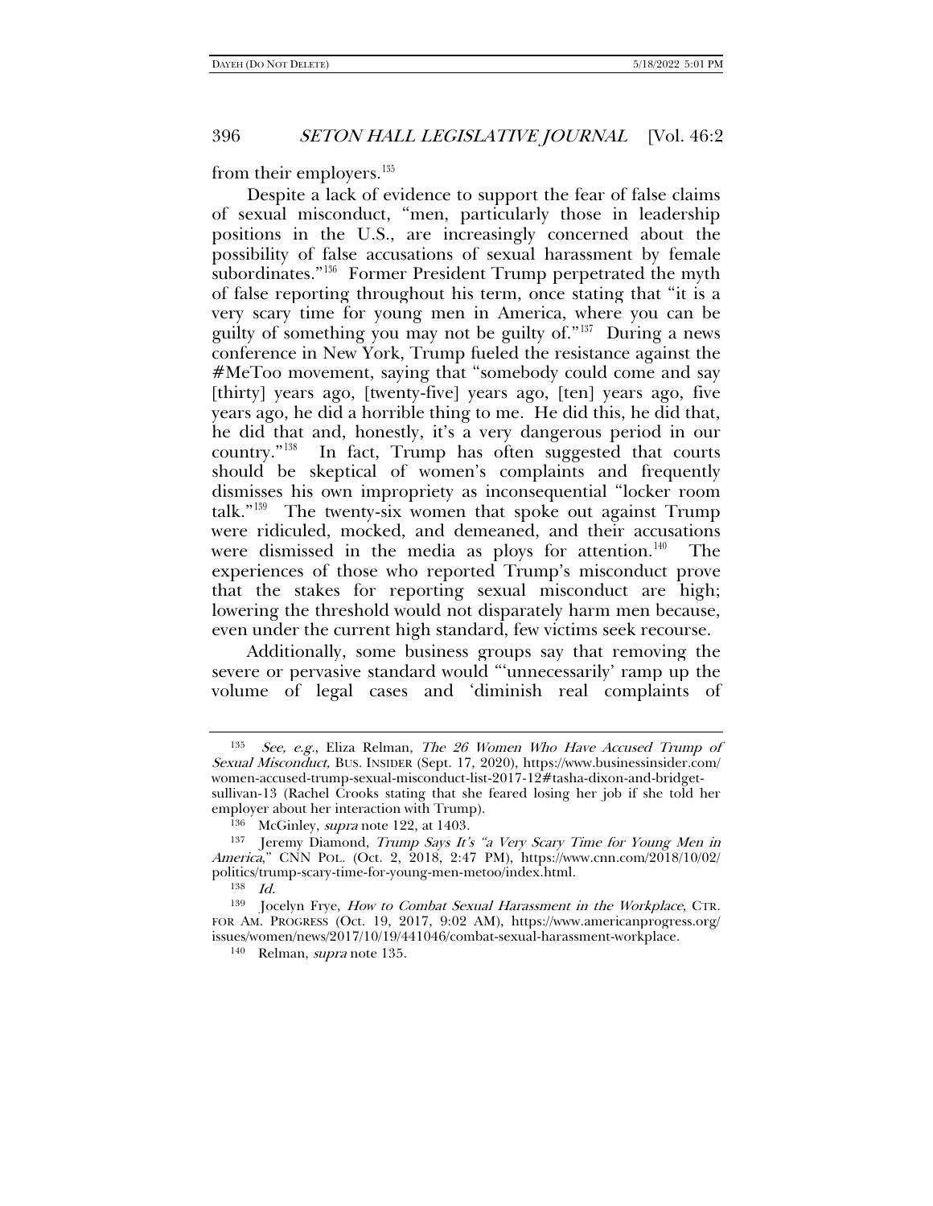from their employers.[135]

Despite a lack of evidence to support the fear of false claims of sexual misconduct, "men, particularly those in leadership positions in the U.S., are increasingly concerned about the possibility of false accusations of sexual harassment by female subordinates."[136] Former President Trump perpetrated the myth of false reporting throughout his term, once stating that "it is a very scary time for young men in America, where you can be guilty of something you may not be guilty of."[137] During a news conference in New York, Trump fueled the resistance against the #MeToo movement, saying that "somebody could come and say [thirty] years ago, [twenty-five] years ago, [ten] years ago, five years ago, he did a horrible thing to me. He did this, he did that, he did that and, honestly, it's a very dangerous period in our country."[138] In fact, Trump has often suggested that courts should be skeptical of women's complaints and frequently dismisses his own impropriety as inconsequential "locker room talk."[139] The twenty-six women that spoke out against Trump were ridiculed, mocked, and demeaned, and their accusations were dismissed in the media as ploys for attention.[140] The experiences of those who reported Trump's misconduct prove that the stakes for reporting sexual misconduct are high; lowering the threshold would not disparately harm men because, even under the current high standard, few victims seek recourse.

Additionally, some business groups say that removing the severe or pervasive standard would "'unnecessarily' ramp up the volume of legal cases and 'diminish real complaints of

---

[135] *See, e.g.*, Eliza Relman, *The 26 Women Who Have Accused Trump of Sexual Misconduct,* BUS. INSIDER (Sept. 17, 2020), https://www.businessinsider.com/women-accused-trump-sexual-misconduct-list-2017-12#tasha-dixon-and-bridget-sullivan-13 (Rachel Crooks stating that she feared losing her job if she told her employer about her interaction with Trump).

[136] McGinley, *supra* note 122, at 1403.

[137] Jeremy Diamond, *Trump Says It's "a Very Scary Time for Young Men in America*," CNN POL. (Oct. 2, 2018, 2:47 PM), https://www.cnn.com/2018/10/02/politics/trump-scary-time-for-young-men-metoo/index.html.

[138] *Id.*

[139] Jocelyn Frye, *How to Combat Sexual Harassment in the Workplace*, CTR. FOR AM. PROGRESS (Oct. 19, 2017, 9:02 AM), https://www.americanprogress.org/issues/women/news/2017/10/19/441046/combat-sexual-harassment-workplace.

[140] Relman, *supra* note 135.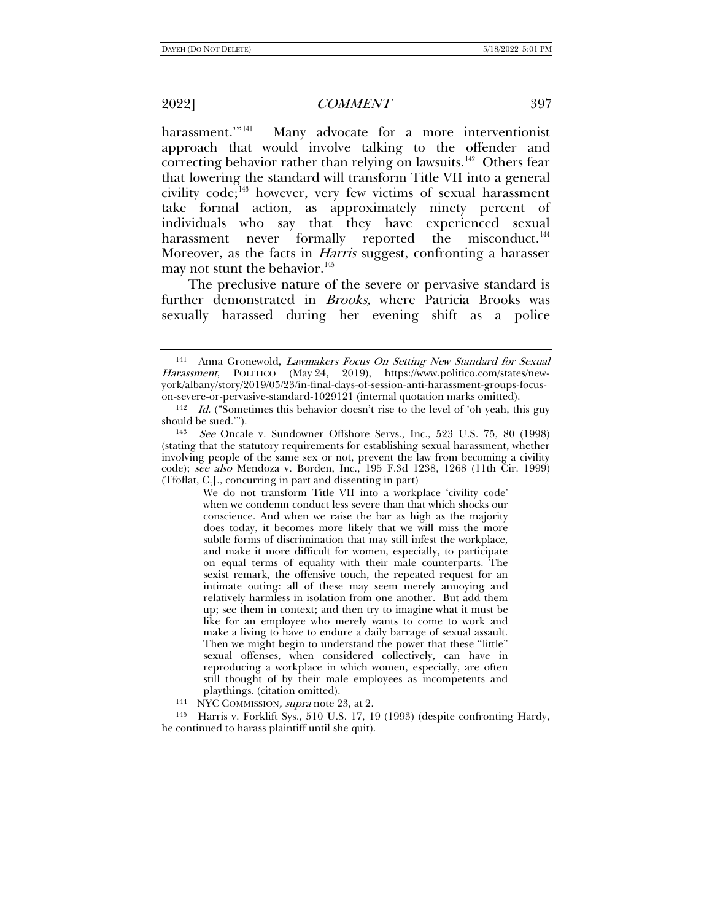harassment.'"[141] Many advocate for a more interventionist approach that would involve talking to the offender and correcting behavior rather than relying on lawsuits.[142] Others fear that lowering the standard will transform Title VII into a general civility code;[143] however, very few victims of sexual harassment take formal action, as approximately ninety percent of individuals who say that they have experienced sexual harassment never formally reported the misconduct.[144] Moreover, as the facts in *Harris* suggest, confronting a harasser may not stunt the behavior.[145]

The preclusive nature of the severe or pervasive standard is further demonstrated in *Brooks,* where Patricia Brooks was sexually harassed during her evening shift as a police

---

[141] Anna Gronewold, *Lawmakers Focus On Setting New Standard for Sexual Harassment*, POLITICO (May 24, 2019), https://www.politico.com/states/new-york/albany/story/2019/05/23/in-final-days-of-session-anti-harassment-groups-focus-on-severe-or-pervasive-standard-1029121 (internal quotation marks omitted).

[142] *Id.* ("Sometimes this behavior doesn't rise to the level of 'oh yeah, this guy should be sued.'").

[143] *See* Oncale v. Sundowner Offshore Servs., Inc., 523 U.S. 75, 80 (1998) (stating that the statutory requirements for establishing sexual harassment, whether involving people of the same sex or not, prevent the law from becoming a civility code); *see also* Mendoza v. Borden, Inc., 195 F.3d 1238, 1268 (11th Cir. 1999) (Tfoflat, C.J., concurring in part and dissenting in part)

> We do not transform Title VII into a workplace 'civility code' when we condemn conduct less severe than that which shocks our conscience. And when we raise the bar as high as the majority does today, it becomes more likely that we will miss the more subtle forms of discrimination that may still infest the workplace, and make it more difficult for women, especially, to participate on equal terms of equality with their male counterparts. The sexist remark, the offensive touch, the repeated request for an intimate outing: all of these may seem merely annoying and relatively harmless in isolation from one another. But add them up; see them in context; and then try to imagine what it must be like for an employee who merely wants to come to work and make a living to have to endure a daily barrage of sexual assault. Then we might begin to understand the power that these "little" sexual offenses, when considered collectively, can have in reproducing a workplace in which women, especially, are often still thought of by their male employees as incompetents and playthings. (citation omitted).

[144] NYC COMMISSION, *supra* note 23, at 2.

[145] Harris v. Forklift Sys., 510 U.S. 17, 19 (1993) (despite confronting Hardy, he continued to harass plaintiff until she quit).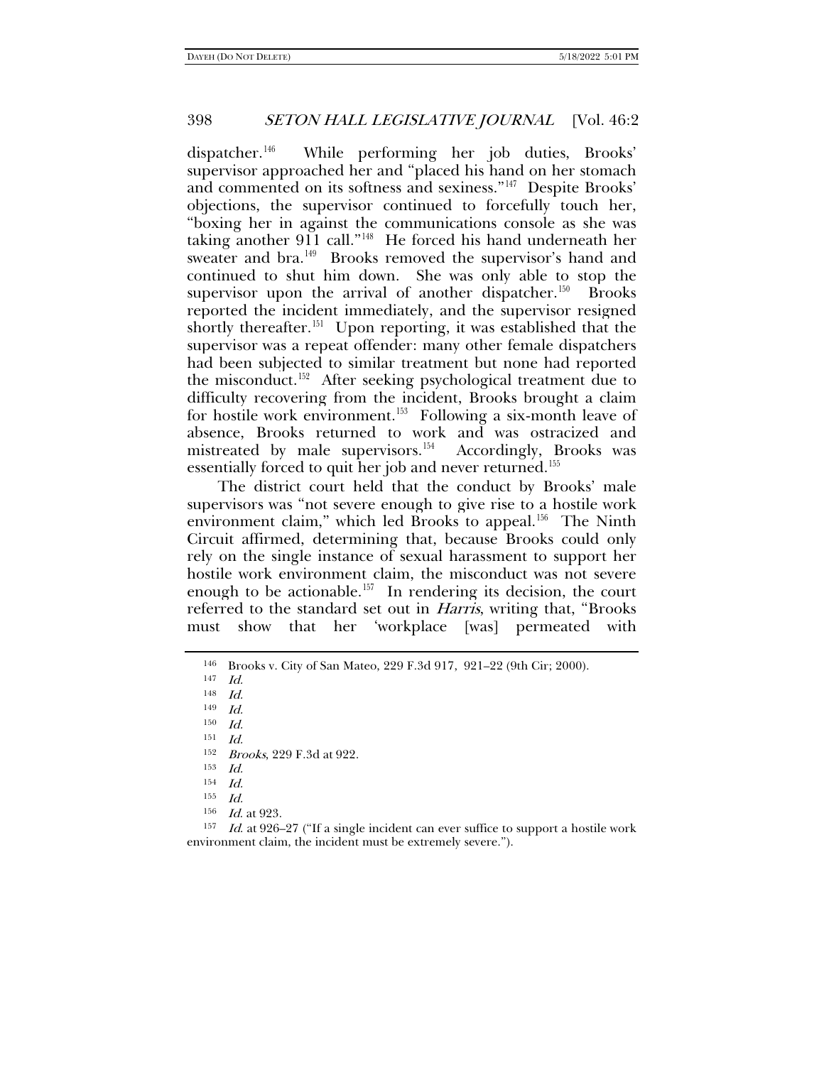dispatcher.[146] While performing her job duties, Brooks' supervisor approached her and "placed his hand on her stomach and commented on its softness and sexiness."[147] Despite Brooks' objections, the supervisor continued to forcefully touch her, "boxing her in against the communications console as she was taking another 911 call."[148] He forced his hand underneath her sweater and bra.[149] Brooks removed the supervisor's hand and continued to shut him down. She was only able to stop the supervisor upon the arrival of another dispatcher.[150] Brooks reported the incident immediately, and the supervisor resigned shortly thereafter.[151] Upon reporting, it was established that the supervisor was a repeat offender: many other female dispatchers had been subjected to similar treatment but none had reported the misconduct.[152] After seeking psychological treatment due to difficulty recovering from the incident, Brooks brought a claim for hostile work environment.[153] Following a six-month leave of absence, Brooks returned to work and was ostracized and mistreated by male supervisors.[154] Accordingly, Brooks was essentially forced to quit her job and never returned.[155]

The district court held that the conduct by Brooks' male supervisors was "not severe enough to give rise to a hostile work environment claim," which led Brooks to appeal.[156] The Ninth Circuit affirmed, determining that, because Brooks could only rely on the single instance of sexual harassment to support her hostile work environment claim, the misconduct was not severe enough to be actionable.[157] In rendering its decision, the court referred to the standard set out in *Harris*, writing that, "Brooks must show that her 'workplace [was] permeated with

---

[146] Brooks v. City of San Mateo, 229 F.3d 917, 921–22 (9th Cir; 2000).

[147] *Id.*

[148] *Id.*

[149] *Id.*

[150] *Id.*

[151] *Id.*

[152] *Brooks*, 229 F.3d at 922.

[153] *Id.*

[154] *Id.*

[155] *Id.*

[156] *Id.* at 923.

[157] *Id.* at 926–27 ("If a single incident can ever suffice to support a hostile work environment claim, the incident must be extremely severe.").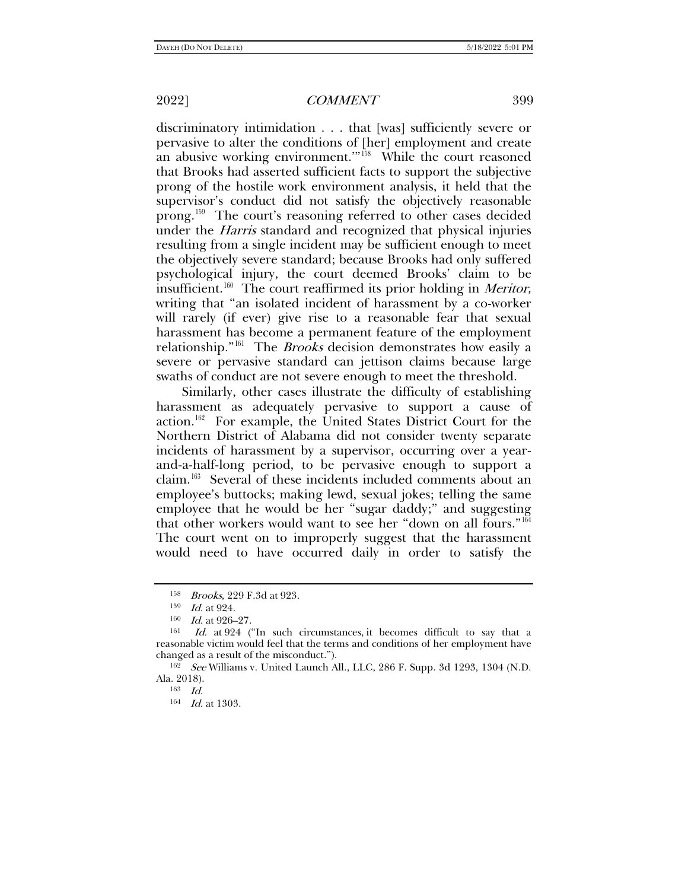discriminatory intimidation . . . that [was] sufficiently severe or pervasive to alter the conditions of [her] employment and create an abusive working environment.'"[158] While the court reasoned that Brooks had asserted sufficient facts to support the subjective prong of the hostile work environment analysis, it held that the supervisor's conduct did not satisfy the objectively reasonable prong.[159] The court's reasoning referred to other cases decided under the *Harris* standard and recognized that physical injuries resulting from a single incident may be sufficient enough to meet the objectively severe standard; because Brooks had only suffered psychological injury, the court deemed Brooks' claim to be insufficient.[160] The court reaffirmed its prior holding in *Meritor,* writing that "an isolated incident of harassment by a co-worker will rarely (if ever) give rise to a reasonable fear that sexual harassment has become a permanent feature of the employment relationship."[161] The *Brooks* decision demonstrates how easily a severe or pervasive standard can jettison claims because large swaths of conduct are not severe enough to meet the threshold.

Similarly, other cases illustrate the difficulty of establishing harassment as adequately pervasive to support a cause of action.[162] For example, the United States District Court for the Northern District of Alabama did not consider twenty separate incidents of harassment by a supervisor, occurring over a year-and-a-half-long period, to be pervasive enough to support a claim.[163] Several of these incidents included comments about an employee's buttocks; making lewd, sexual jokes; telling the same employee that he would be her "sugar daddy;" and suggesting that other workers would want to see her "down on all fours."[164] The court went on to improperly suggest that the harassment would need to have occurred daily in order to satisfy the

---

[158] *Brooks*, 229 F.3d at 923.

[159] *Id.* at 924.

[160] *Id.* at 926–27.

[161] *Id.* at 924 ("In such circumstances, it becomes difficult to say that a reasonable victim would feel that the terms and conditions of her employment have changed as a result of the misconduct.").

[162] *See* Williams v. United Launch All., LLC, 286 F. Supp. 3d 1293, 1304 (N.D. Ala. 2018).

[163] *Id.*

[164] *Id.* at 1303.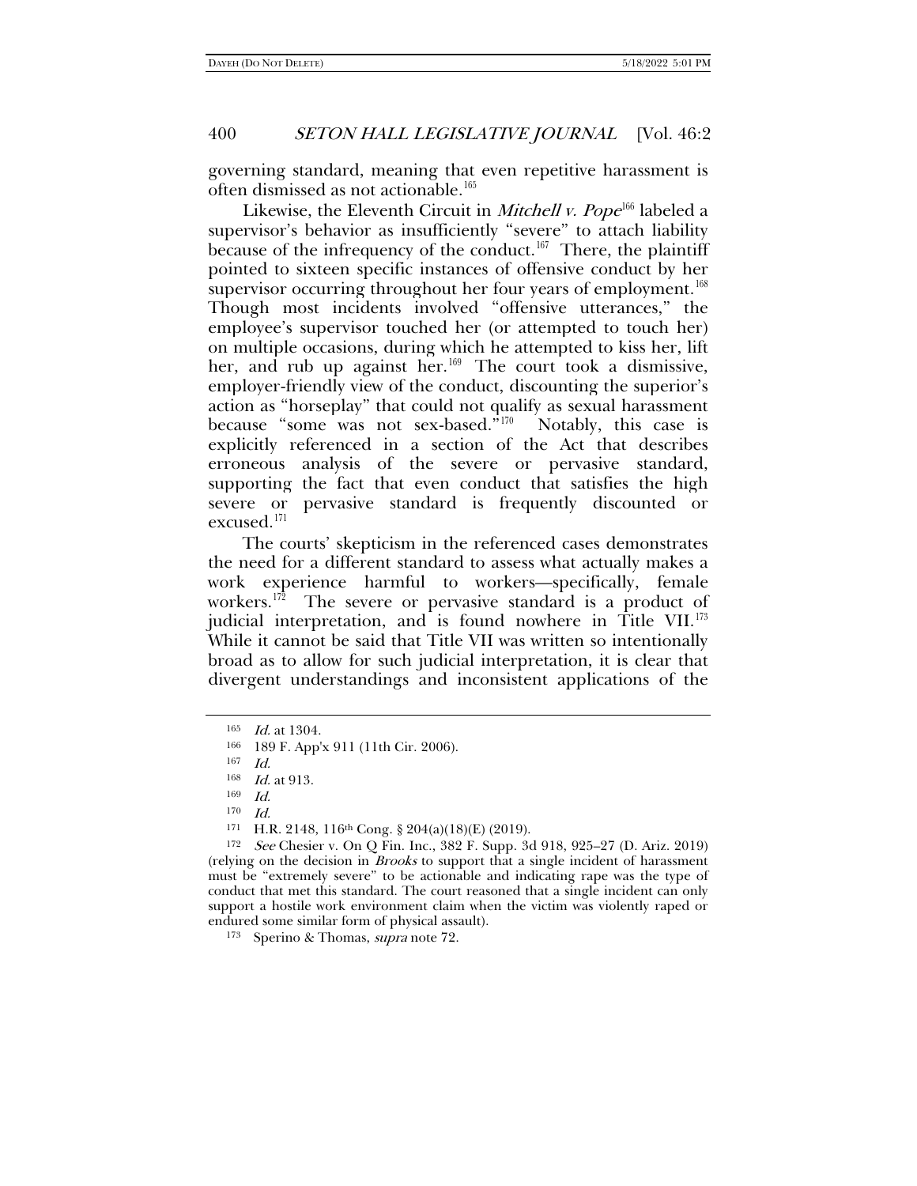governing standard, meaning that even repetitive harassment is often dismissed as not actionable.[165]

Likewise, the Eleventh Circuit in *Mitchell v. Pope*[166] labeled a supervisor's behavior as insufficiently "severe" to attach liability because of the infrequency of the conduct.[167] There, the plaintiff pointed to sixteen specific instances of offensive conduct by her supervisor occurring throughout her four years of employment.[168] Though most incidents involved "offensive utterances," the employee's supervisor touched her (or attempted to touch her) on multiple occasions, during which he attempted to kiss her, lift her, and rub up against her.[169] The court took a dismissive, employer-friendly view of the conduct, discounting the superior's action as "horseplay" that could not qualify as sexual harassment because "some was not sex-based."[170] Notably, this case is explicitly referenced in a section of the Act that describes erroneous analysis of the severe or pervasive standard, supporting the fact that even conduct that satisfies the high severe or pervasive standard is frequently discounted or excused.[171]

The courts' skepticism in the referenced cases demonstrates the need for a different standard to assess what actually makes a work experience harmful to workers—specifically, female workers.[172] The severe or pervasive standard is a product of judicial interpretation, and is found nowhere in Title VII.[173] While it cannot be said that Title VII was written so intentionally broad as to allow for such judicial interpretation, it is clear that divergent understandings and inconsistent applications of the

---

[165] *Id.* at 1304.

[166] 189 F. App'x 911 (11th Cir. 2006).

[167] *Id.*

[168] *Id.* at 913.

[169] *Id.*

[170] *Id.*

[171] H.R. 2148, 116th Cong. § 204(a)(18)(E) (2019).

[172] *See* Chesier v. On Q Fin. Inc., 382 F. Supp. 3d 918, 925–27 (D. Ariz. 2019) (relying on the decision in *Brooks* to support that a single incident of harassment must be "extremely severe" to be actionable and indicating rape was the type of conduct that met this standard. The court reasoned that a single incident can only support a hostile work environment claim when the victim was violently raped or endured some similar form of physical assault).

[173] Sperino & Thomas, *supra* note 72.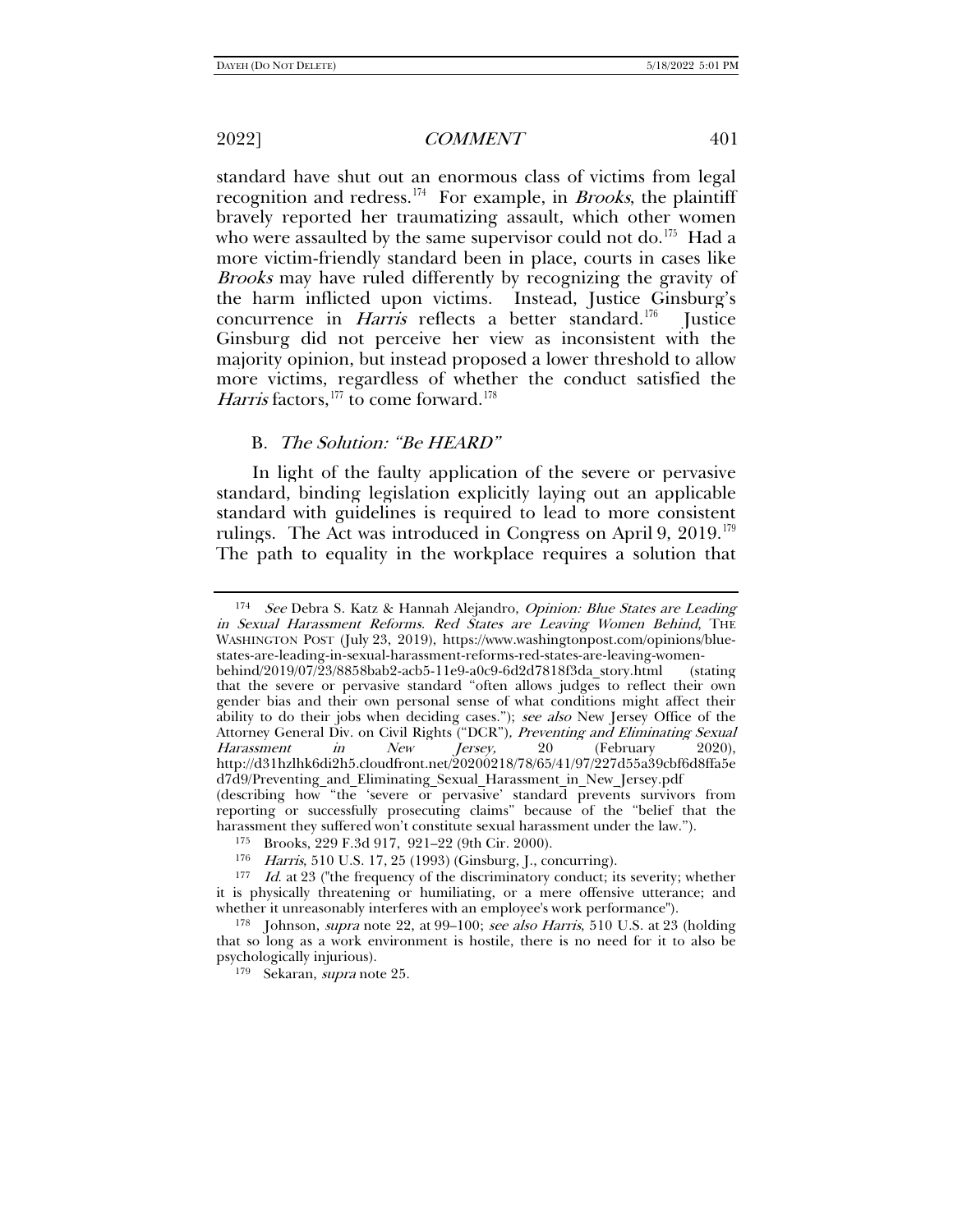standard have shut out an enormous class of victims from legal recognition and redress.[174] For example, in *Brooks*, the plaintiff bravely reported her traumatizing assault, which other women who were assaulted by the same supervisor could not do.[175] Had a more victim-friendly standard been in place, courts in cases like *Brooks* may have ruled differently by recognizing the gravity of the harm inflicted upon victims. Instead, Justice Ginsburg's concurrence in *Harris* reflects a better standard.[176] Justice Ginsburg did not perceive her view as inconsistent with the majority opinion, but instead proposed a lower threshold to allow more victims, regardless of whether the conduct satisfied the *Harris* factors,[177] to come forward.[178]

### B. *The Solution: "Be HEARD"*

In light of the faulty application of the severe or pervasive standard, binding legislation explicitly laying out an applicable standard with guidelines is required to lead to more consistent rulings. The Act was introduced in Congress on April 9, 2019.[179] The path to equality in the workplace requires a solution that

---

[174] *See* Debra S. Katz & Hannah Alejandro, *Opinion: Blue States are Leading in Sexual Harassment Reforms. Red States are Leaving Women Behind*, THE WASHINGTON POST (July 23, 2019), https://www.washingtonpost.com/opinions/blue-states-are-leading-in-sexual-harassment-reforms-red-states-are-leaving-women-behind/2019/07/23/8858bab2-acb5-11e9-a0c9-6d2d7818f3da_story.html (stating that the severe or pervasive standard "often allows judges to reflect their own gender bias and their own personal sense of what conditions might affect their ability to do their jobs when deciding cases."); *see also* New Jersey Office of the Attorney General Div. on Civil Rights ("DCR"), *Preventing and Eliminating Sexual Harassment in New Jersey,* 20 (February 2020), http://d31hzlhk6di2h5.cloudfront.net/20200218/78/65/41/97/227d55a39cbf6d8ffa5ed7d9/Preventing_and_Eliminating_Sexual_Harassment_in_New_Jersey.pdf (describing how "the 'severe or pervasive' standard prevents survivors from reporting or successfully prosecuting claims" because of the "belief that the harassment they suffered won't constitute sexual harassment under the law.").

[175] Brooks, 229 F.3d 917, 921–22 (9th Cir. 2000).

[176] *Harris*, 510 U.S. 17, 25 (1993) (Ginsburg, J., concurring).

[177] *Id.* at 23 ("the frequency of the discriminatory conduct; its severity; whether it is physically threatening or humiliating, or a mere offensive utterance; and whether it unreasonably interferes with an employee's work performance").

[178] Johnson, *supra* note 22, at 99–100; *see also Harris*, 510 U.S. at 23 (holding that so long as a work environment is hostile, there is no need for it to also be psychologically injurious).

[179] Sekaran, *supra* note 25.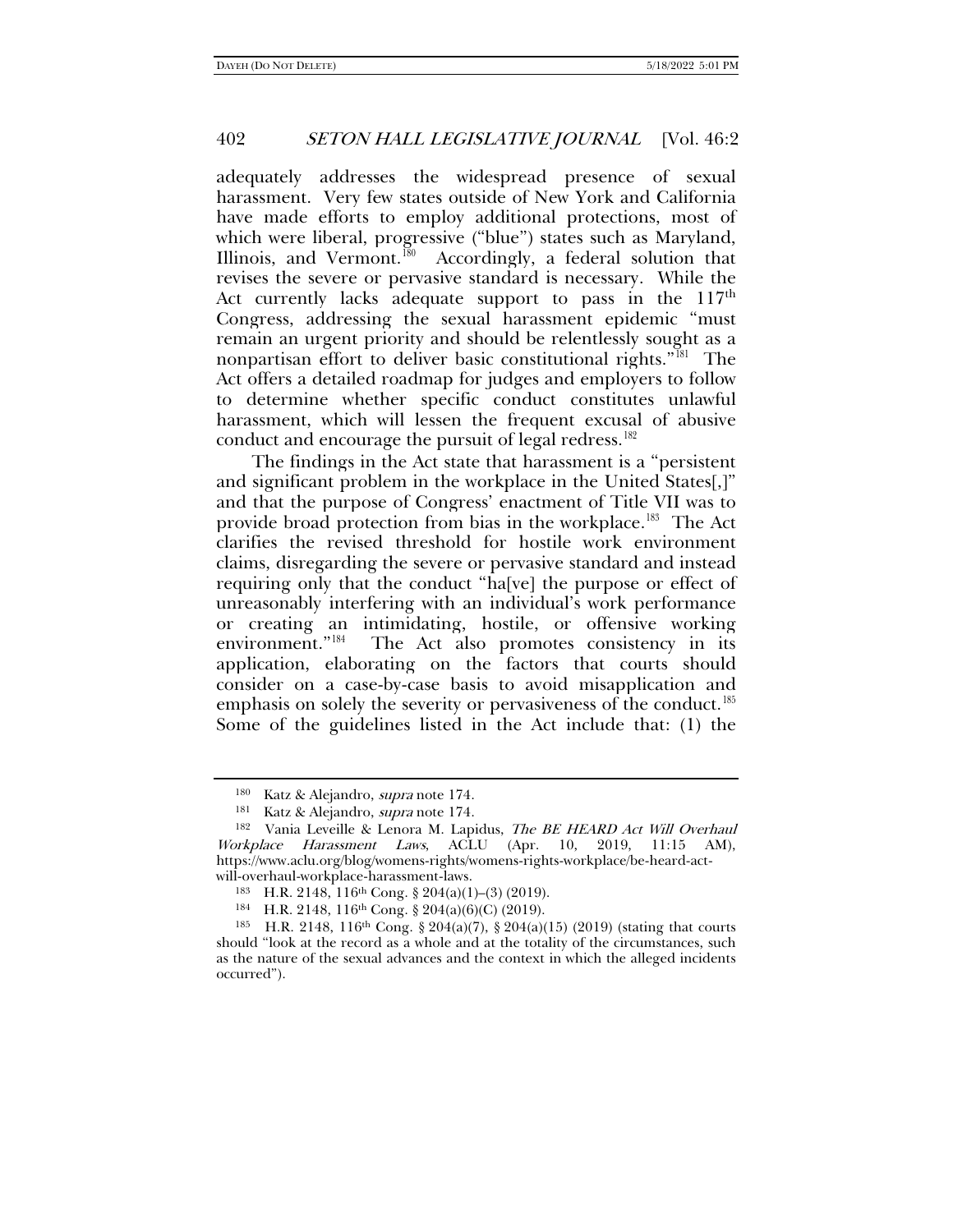adequately addresses the widespread presence of sexual harassment. Very few states outside of New York and California have made efforts to employ additional protections, most of which were liberal, progressive ("blue") states such as Maryland, Illinois, and Vermont.[180] Accordingly, a federal solution that revises the severe or pervasive standard is necessary. While the Act currently lacks adequate support to pass in the 117th Congress, addressing the sexual harassment epidemic "must remain an urgent priority and should be relentlessly sought as a nonpartisan effort to deliver basic constitutional rights."[181] The Act offers a detailed roadmap for judges and employers to follow to determine whether specific conduct constitutes unlawful harassment, which will lessen the frequent excusal of abusive conduct and encourage the pursuit of legal redress.[182]

The findings in the Act state that harassment is a "persistent and significant problem in the workplace in the United States[,]" and that the purpose of Congress' enactment of Title VII was to provide broad protection from bias in the workplace.[183] The Act clarifies the revised threshold for hostile work environment claims, disregarding the severe or pervasive standard and instead requiring only that the conduct "ha[ve] the purpose or effect of unreasonably interfering with an individual's work performance or creating an intimidating, hostile, or offensive working environment."[184] The Act also promotes consistency in its application, elaborating on the factors that courts should consider on a case-by-case basis to avoid misapplication and emphasis on solely the severity or pervasiveness of the conduct.[185] Some of the guidelines listed in the Act include that: (1) the

---

[180] Katz & Alejandro, *supra* note 174.

[181] Katz & Alejandro, *supra* note 174.

[182] Vania Leveille & Lenora M. Lapidus, *The BE HEARD Act Will Overhaul Workplace Harassment Laws*, ACLU (Apr. 10, 2019, 11:15 AM), https://www.aclu.org/blog/womens-rights/womens-rights-workplace/be-heard-act-will-overhaul-workplace-harassment-laws.

[183] H.R. 2148, 116th Cong. § 204(a)(1)–(3) (2019).

[184] H.R. 2148, 116th Cong. § 204(a)(6)(C) (2019).

[185] H.R. 2148, 116th Cong. § 204(a)(7), § 204(a)(15) (2019) (stating that courts should "look at the record as a whole and at the totality of the circumstances, such as the nature of the sexual advances and the context in which the alleged incidents occurred").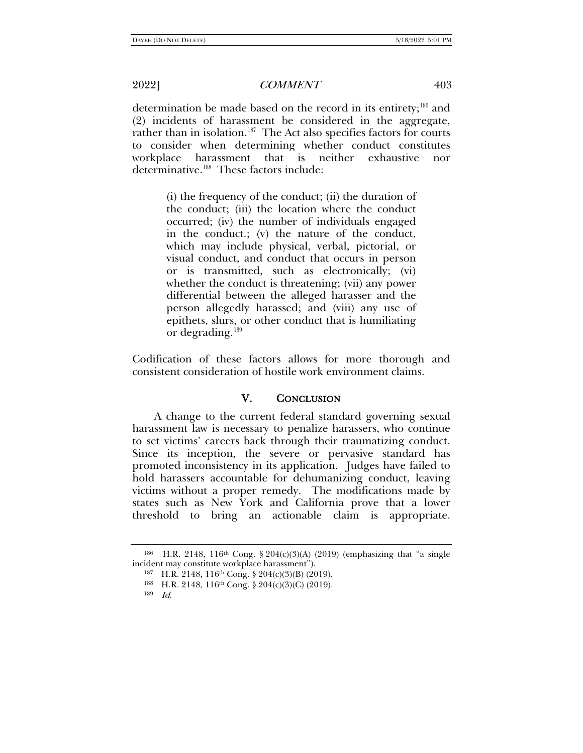determination be made based on the record in its entirety;[186] and (2) incidents of harassment be considered in the aggregate, rather than in isolation.[187] The Act also specifies factors for courts to consider when determining whether conduct constitutes workplace harassment that is neither exhaustive nor determinative.[188] These factors include:

> (i) the frequency of the conduct; (ii) the duration of the conduct; (iii) the location where the conduct occurred; (iv) the number of individuals engaged in the conduct.; (v) the nature of the conduct, which may include physical, verbal, pictorial, or visual conduct, and conduct that occurs in person or is transmitted, such as electronically; (vi) whether the conduct is threatening; (vii) any power differential between the alleged harasser and the person allegedly harassed; and (viii) any use of epithets, slurs, or other conduct that is humiliating or degrading.[189]

Codification of these factors allows for more thorough and consistent consideration of hostile work environment claims.

## V. CONCLUSION

A change to the current federal standard governing sexual harassment law is necessary to penalize harassers, who continue to set victims' careers back through their traumatizing conduct. Since its inception, the severe or pervasive standard has promoted inconsistency in its application. Judges have failed to hold harassers accountable for dehumanizing conduct, leaving victims without a proper remedy. The modifications made by states such as New York and California prove that a lower threshold to bring an actionable claim is appropriate.

---

[186] H.R. 2148, 116th Cong. § 204(c)(3)(A) (2019) (emphasizing that "a single incident may constitute workplace harassment").

[187] H.R. 2148, 116th Cong. § 204(c)(3)(B) (2019).

[188] H.R. 2148, 116th Cong. § 204(c)(3)(C) (2019).

[189] *Id.*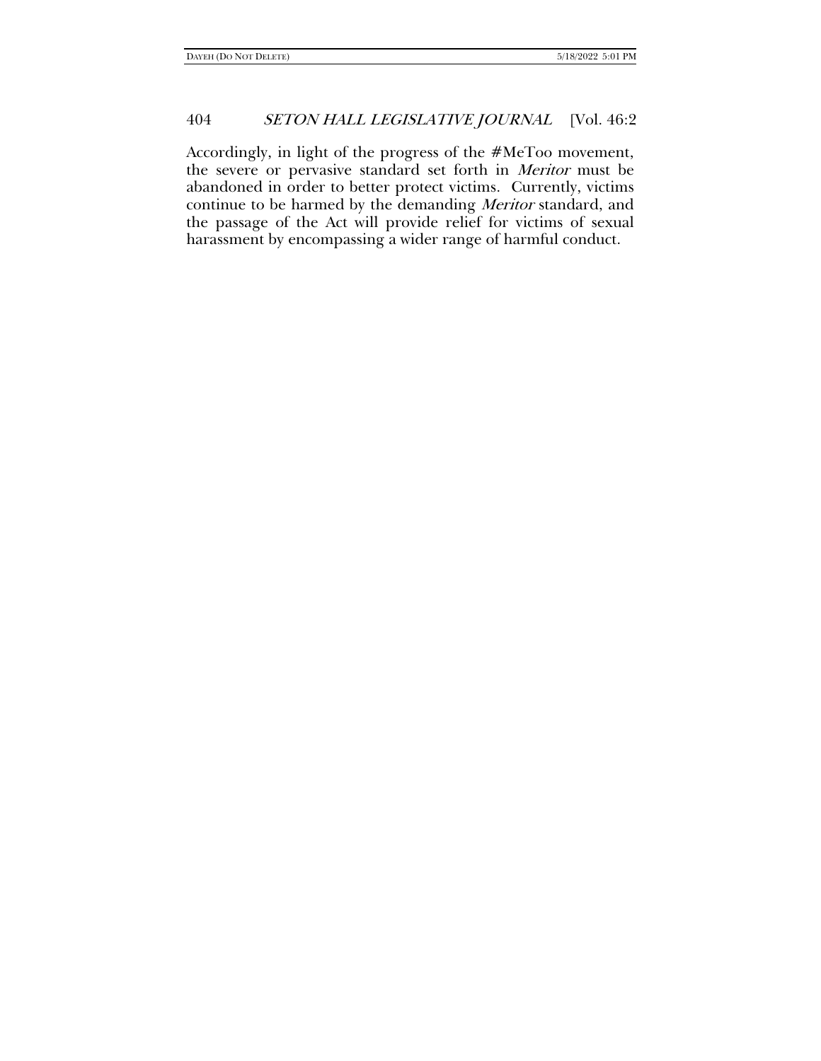Accordingly, in light of the progress of the #MeToo movement, the severe or pervasive standard set forth in *Meritor* must be abandoned in order to better protect victims. Currently, victims continue to be harmed by the demanding *Meritor* standard, and the passage of the Act will provide relief for victims of sexual harassment by encompassing a wider range of harmful conduct.